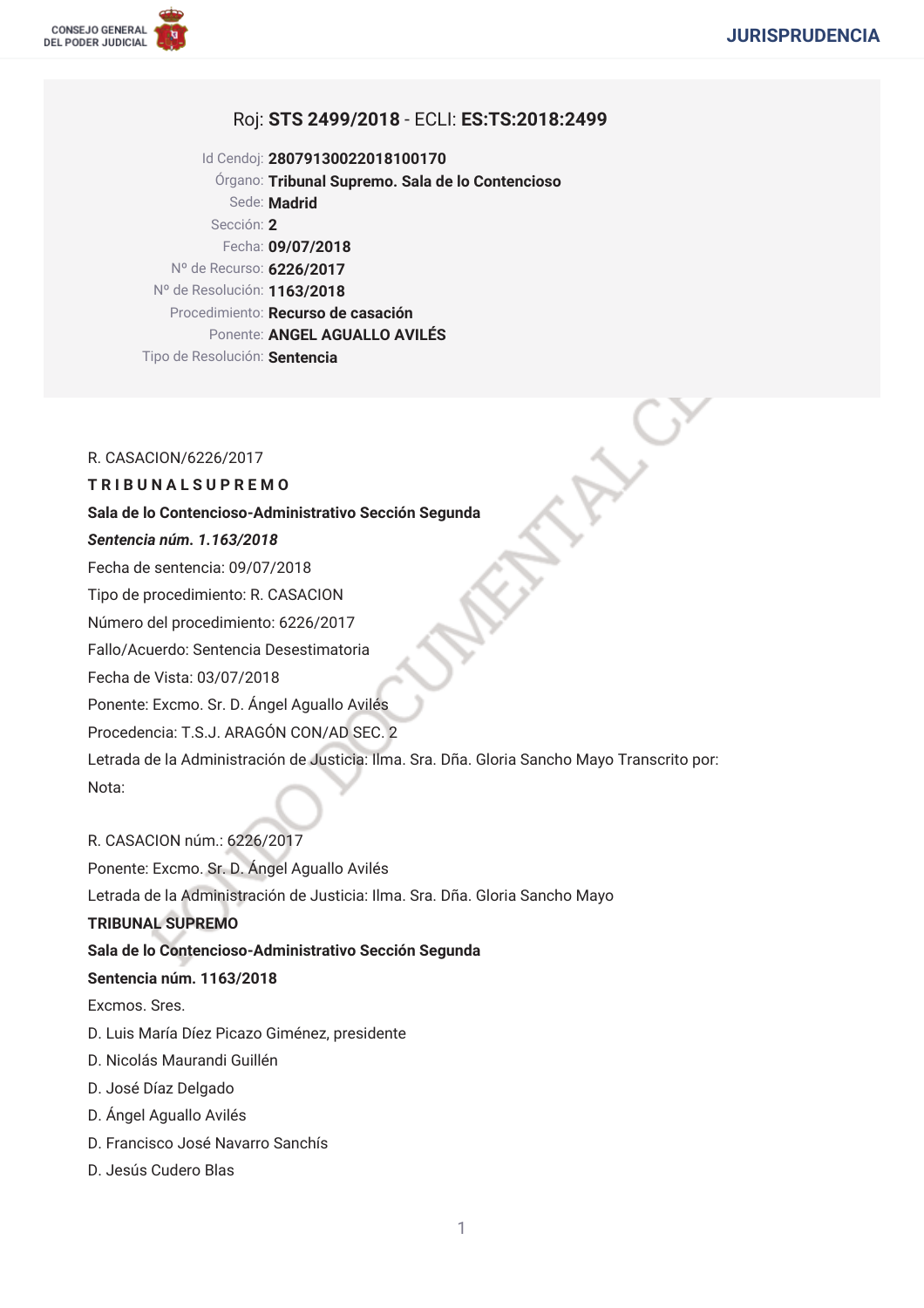Roj: **STS 2499/2018** - ECLI: **ES:TS:2018:2499**

Id Cendoj: **28079130022018100170**
Órgano: **Tribunal Supremo. Sala de lo Contencioso**
Sede: **Madrid**
Sección: **2**
Fecha: **09/07/2018**
Nº de Recurso: **6226/2017**
Nº de Resolución: **1163/2018**
Procedimiento: **Recurso de casación**
Ponente: **ANGEL AGUALLO AVILÉS**
Tipo de Resolución: **Sentencia**

R. CASACION/6226/2017

**T R I B U N A L S U P R E M O**

**Sala de lo Contencioso-Administrativo Sección Segunda**

***Sentencia núm. 1.163/2018***

Fecha de sentencia: 09/07/2018

Tipo de procedimiento: R. CASACION

Número del procedimiento: 6226/2017

Fallo/Acuerdo: Sentencia Desestimatoria

Fecha de Vista: 03/07/2018

Ponente: Excmo. Sr. D. Ángel Aguallo Avilés

Procedencia: T.S.J. ARAGÓN CON/AD SEC. 2

Letrada de la Administración de Justicia: Ilma. Sra. Dña. Gloria Sancho Mayo Transcrito por:

Nota:

R. CASACION núm.: 6226/2017

Ponente: Excmo. Sr. D. Ángel Aguallo Avilés

Letrada de la Administración de Justicia: Ilma. Sra. Dña. Gloria Sancho Mayo

**TRIBUNAL SUPREMO**

**Sala de lo Contencioso-Administrativo Sección Segunda**

**Sentencia núm. 1163/2018**

Excmos. Sres.

D. Luis María Díez Picazo Giménez, presidente

D. Nicolás Maurandi Guillén

D. José Díaz Delgado

D. Ángel Aguallo Avilés

D. Francisco José Navarro Sanchís

D. Jesús Cudero Blas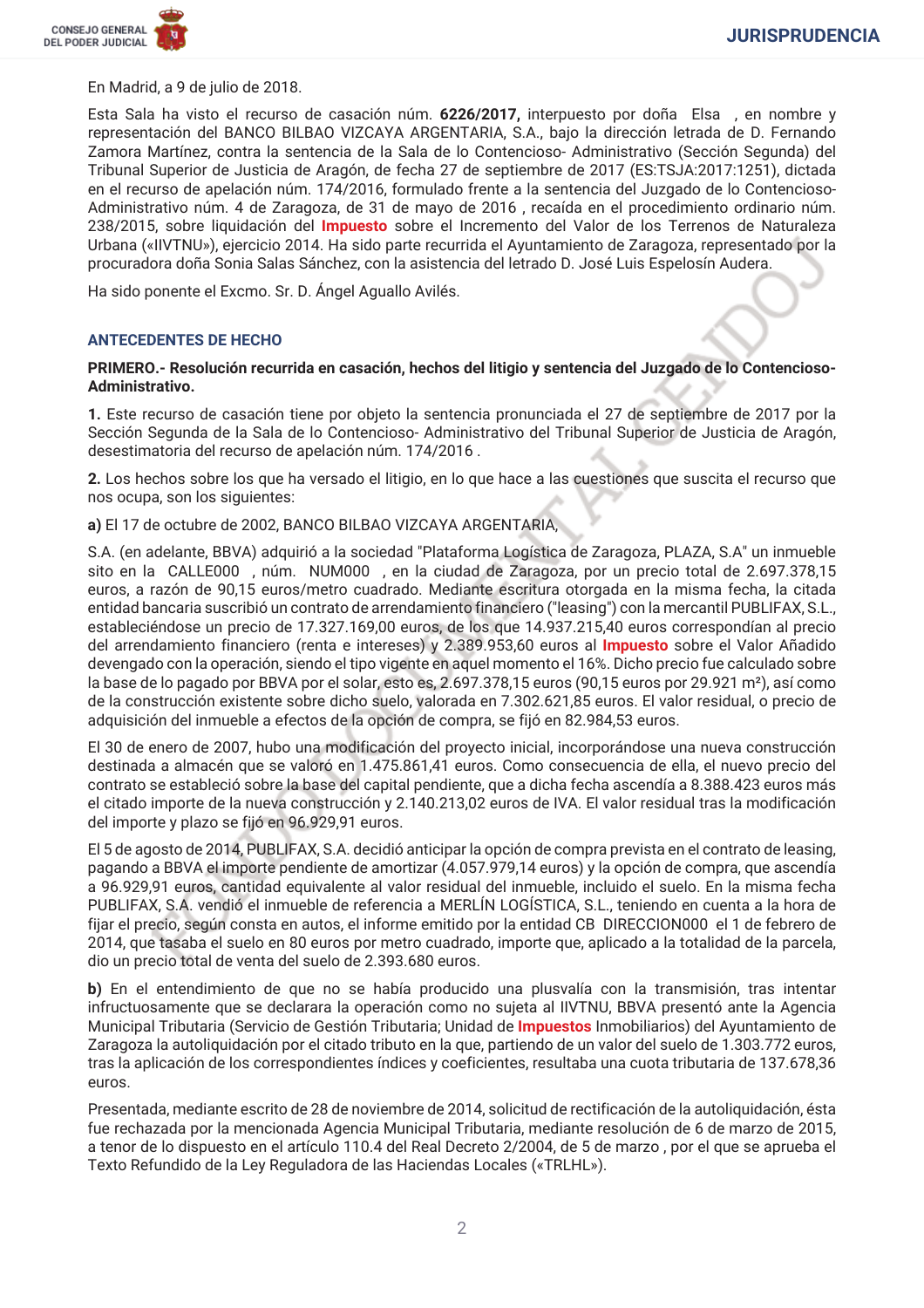En Madrid, a 9 de julio de 2018.

Esta Sala ha visto el recurso de casación núm. **6226/2017,** interpuesto por doña Elsa , en nombre y representación del BANCO BILBAO VIZCAYA ARGENTARIA, S.A., bajo la dirección letrada de D. Fernando Zamora Martínez, contra la sentencia de la Sala de lo Contencioso- Administrativo (Sección Segunda) del Tribunal Superior de Justicia de Aragón, de fecha 27 de septiembre de 2017 (ES:TSJA:2017:1251), dictada en el recurso de apelación núm. 174/2016, formulado frente a la sentencia del Juzgado de lo Contencioso-Administrativo núm. 4 de Zaragoza, de 31 de mayo de 2016 , recaída en el procedimiento ordinario núm. 238/2015, sobre liquidación del Impuesto sobre el Incremento del Valor de los Terrenos de Naturaleza Urbana («IIVTNU»), ejercicio 2014. Ha sido parte recurrida el Ayuntamiento de Zaragoza, representado por la procuradora doña Sonia Salas Sánchez, con la asistencia del letrado D. José Luis Espelosín Audera.

Ha sido ponente el Excmo. Sr. D. Ángel Aguallo Avilés.

## ANTECEDENTES DE HECHO

**PRIMERO.- Resolución recurrida en casación, hechos del litigio y sentencia del Juzgado de lo Contencioso-Administrativo.**

**1.** Este recurso de casación tiene por objeto la sentencia pronunciada el 27 de septiembre de 2017 por la Sección Segunda de la Sala de lo Contencioso- Administrativo del Tribunal Superior de Justicia de Aragón, desestimatoria del recurso de apelación núm. 174/2016 .

**2.** Los hechos sobre los que ha versado el litigio, en lo que hace a las cuestiones que suscita el recurso que nos ocupa, son los siguientes:

**a)** El 17 de octubre de 2002, BANCO BILBAO VIZCAYA ARGENTARIA,

S.A. (en adelante, BBVA) adquirió a la sociedad "Plataforma Logística de Zaragoza, PLAZA, S.A" un inmueble sito en la CALLE000 , núm. NUM000 , en la ciudad de Zaragoza, por un precio total de 2.697.378,15 euros, a razón de 90,15 euros/metro cuadrado. Mediante escritura otorgada en la misma fecha, la citada entidad bancaria suscribió un contrato de arrendamiento financiero ("leasing") con la mercantil PUBLIFAX, S.L., estableciéndose un precio de 17.327.169,00 euros, de los que 14.937.215,40 euros correspondían al precio del arrendamiento financiero (renta e intereses) y 2.389.953,60 euros al Impuesto sobre el Valor Añadido devengado con la operación, siendo el tipo vigente en aquel momento el 16%. Dicho precio fue calculado sobre la base de lo pagado por BBVA por el solar, esto es, 2.697.378,15 euros (90,15 euros por 29.921 m²), así como de la construcción existente sobre dicho suelo, valorada en 7.302.621,85 euros. El valor residual, o precio de adquisición del inmueble a efectos de la opción de compra, se fijó en 82.984,53 euros.

El 30 de enero de 2007, hubo una modificación del proyecto inicial, incorporándose una nueva construcción destinada a almacén que se valoró en 1.475.861,41 euros. Como consecuencia de ella, el nuevo precio del contrato se estableció sobre la base del capital pendiente, que a dicha fecha ascendía a 8.388.423 euros más el citado importe de la nueva construcción y 2.140.213,02 euros de IVA. El valor residual tras la modificación del importe y plazo se fijó en 96.929,91 euros.

El 5 de agosto de 2014, PUBLIFAX, S.A. decidió anticipar la opción de compra prevista en el contrato de leasing, pagando a BBVA el importe pendiente de amortizar (4.057.979,14 euros) y la opción de compra, que ascendía a 96.929,91 euros, cantidad equivalente al valor residual del inmueble, incluido el suelo. En la misma fecha PUBLIFAX, S.A. vendió el inmueble de referencia a MERLÍN LOGÍSTICA, S.L., teniendo en cuenta a la hora de fijar el precio, según consta en autos, el informe emitido por la entidad CB DIRECCION000 el 1 de febrero de 2014, que tasaba el suelo en 80 euros por metro cuadrado, importe que, aplicado a la totalidad de la parcela, dio un precio total de venta del suelo de 2.393.680 euros.

**b)** En el entendimiento de que no se había producido una plusvalía con la transmisión, tras intentar infructuosamente que se declarara la operación como no sujeta al IIVTNU, BBVA presentó ante la Agencia Municipal Tributaria (Servicio de Gestión Tributaria; Unidad de Impuestos Inmobiliarios) del Ayuntamiento de Zaragoza la autoliquidación por el citado tributo en la que, partiendo de un valor del suelo de 1.303.772 euros, tras la aplicación de los correspondientes índices y coeficientes, resultaba una cuota tributaria de 137.678,36 euros.

Presentada, mediante escrito de 28 de noviembre de 2014, solicitud de rectificación de la autoliquidación, ésta fue rechazada por la mencionada Agencia Municipal Tributaria, mediante resolución de 6 de marzo de 2015, a tenor de lo dispuesto en el artículo 110.4 del Real Decreto 2/2004, de 5 de marzo , por el que se aprueba el Texto Refundido de la Ley Reguladora de las Haciendas Locales («TRLHL»).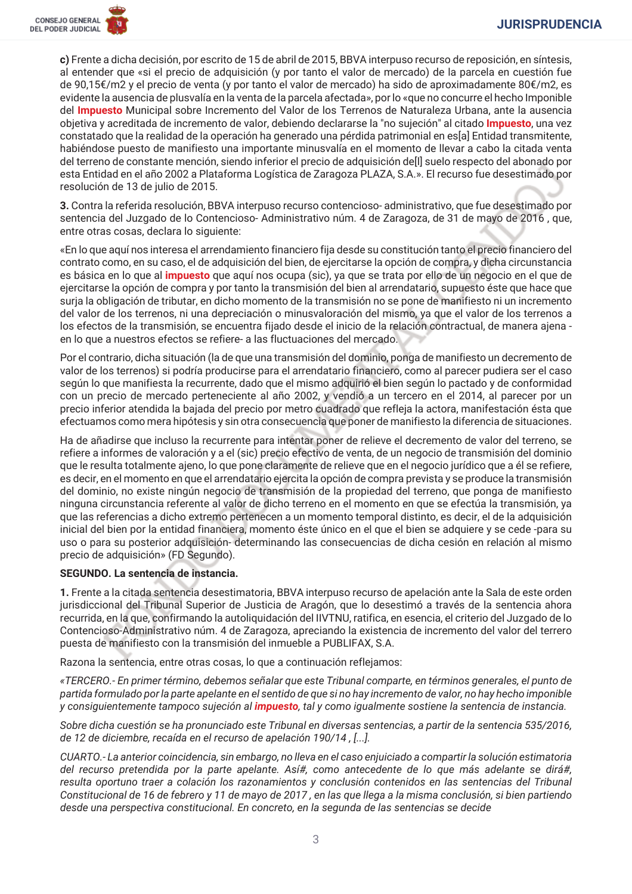**c)** Frente a dicha decisión, por escrito de 15 de abril de 2015, BBVA interpuso recurso de reposición, en síntesis, al entender que «si el precio de adquisición (y por tanto el valor de mercado) de la parcela en cuestión fue de 90,15€/m2 y el precio de venta (y por tanto el valor de mercado) ha sido de aproximadamente 80€/m2, es evidente la ausencia de plusvalía en la venta de la parcela afectada», por lo «que no concurre el hecho Imponible del **Impuesto** Municipal sobre Incremento del Valor de los Terrenos de Naturaleza Urbana, ante la ausencia objetiva y acreditada de incremento de valor, debiendo declararse la "no sujeción" al citado **Impuesto**, una vez constatado que la realidad de la operación ha generado una pérdida patrimonial en es[a] Entidad transmitente, habiéndose puesto de manifiesto una importante minusvalía en el momento de llevar a cabo la citada venta del terreno de constante mención, siendo inferior el precio de adquisición de[l] suelo respecto del abonado por esta Entidad en el año 2002 a Plataforma Logística de Zaragoza PLAZA, S.A.». El recurso fue desestimado por resolución de 13 de julio de 2015.

**3.** Contra la referida resolución, BBVA interpuso recurso contencioso- administrativo, que fue desestimado por sentencia del Juzgado de lo Contencioso- Administrativo núm. 4 de Zaragoza, de 31 de mayo de 2016 , que, entre otras cosas, declara lo siguiente:

«En lo que aquí nos interesa el arrendamiento financiero fija desde su constitución tanto el precio financiero del contrato como, en su caso, el de adquisición del bien, de ejercitarse la opción de compra, y dicha circunstancia es básica en lo que al **impuesto** que aquí nos ocupa (sic), ya que se trata por ello de un negocio en el que de ejercitarse la opción de compra y por tanto la transmisión del bien al arrendatario, supuesto éste que hace que surja la obligación de tributar, en dicho momento de la transmisión no se pone de manifiesto ni un incremento del valor de los terrenos, ni una depreciación o minusvaloración del mismo, ya que el valor de los terrenos a los efectos de la transmisión, se encuentra fijado desde el inicio de la relación contractual, de manera ajena -en lo que a nuestros efectos se refiere- a las fluctuaciones del mercado.

Por el contrario, dicha situación (la de que una transmisión del dominio, ponga de manifiesto un decremento de valor de los terrenos) si podría producirse para el arrendatario financiero, como al parecer pudiera ser el caso según lo que manifiesta la recurrente, dado que el mismo adquirió el bien según lo pactado y de conformidad con un precio de mercado perteneciente al año 2002, y vendió a un tercero en el 2014, al parecer por un precio inferior atendida la bajada del precio por metro cuadrado que refleja la actora, manifestación ésta que efectuamos como mera hipótesis y sin otra consecuencia que poner de manifiesto la diferencia de situaciones.

Ha de añadirse que incluso la recurrente para intentar poner de relieve el decremento de valor del terreno, se refiere a informes de valoración y a el (sic) precio efectivo de venta, de un negocio de transmisión del dominio que le resulta totalmente ajeno, lo que pone claramente de relieve que en el negocio jurídico que a él se refiere, es decir, en el momento en que el arrendatario ejercita la opción de compra prevista y se produce la transmisión del dominio, no existe ningún negocio de transmisión de la propiedad del terreno, que ponga de manifiesto ninguna circunstancia referente al valor de dicho terreno en el momento en que se efectúa la transmisión, ya que las referencias a dicho extremo pertenecen a un momento temporal distinto, es decir, el de la adquisición inicial del bien por la entidad financiera, momento éste único en el que el bien se adquiere y se cede -para su uso o para su posterior adquisición- determinando las consecuencias de dicha cesión en relación al mismo precio de adquisición» (FD Segundo).

**SEGUNDO. La sentencia de instancia.**

**1.** Frente a la citada sentencia desestimatoria, BBVA interpuso recurso de apelación ante la Sala de este orden jurisdiccional del Tribunal Superior de Justicia de Aragón, que lo desestimó a través de la sentencia ahora recurrida, en la que, confirmando la autoliquidación del IIVTNU, ratifica, en esencia, el criterio del Juzgado de lo Contencioso-Administrativo núm. 4 de Zaragoza, apreciando la existencia de incremento del valor del terreno puesta de manifiesto con la transmisión del inmueble a PUBLIFAX, S.A.

Razona la sentencia, entre otras cosas, lo que a continuación reflejamos:

*«TERCERO.- En primer término, debemos señalar que este Tribunal comparte, en términos generales, el punto de partida formulado por la parte apelante en el sentido de que si no hay incremento de valor, no hay hecho imponible y consiguientemente tampoco sujeción al* ***impuesto****, tal y como igualmente sostiene la sentencia de instancia.*

*Sobre dicha cuestión se ha pronunciado este Tribunal en diversas sentencias, a partir de la sentencia 535/2016, de 12 de diciembre, recaída en el recurso de apelación 190/14 , [...].*

*CUARTO.- La anterior coincidencia, sin embargo, no lleva en el caso enjuiciado a compartir la solución estimatoria del recurso pretendida por la parte apelante. Así#, como antecedente de lo que más adelante se dirá#, resulta oportuno traer a colación los razonamientos y conclusión contenidos en las sentencias del Tribunal Constitucional de 16 de febrero y 11 de mayo de 2017 , en las que llega a la misma conclusión, si bien partiendo desde una perspectiva constitucional. En concreto, en la segunda de las sentencias se decide*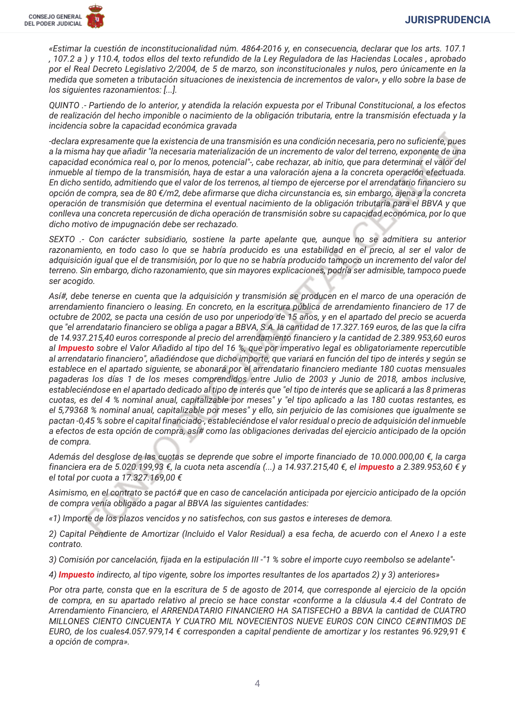*«Estimar la cuestión de inconstitucionalidad núm. 4864-2016 y, en consecuencia, declarar que los arts. 107.1 , 107.2 a ) y 110.4, todos ellos del texto refundido de la Ley Reguladora de las Haciendas Locales , aprobado por el Real Decreto Legislativo 2/2004, de 5 de marzo, son inconstitucionales y nulos, pero únicamente en la medida que someten a tributación situaciones de inexistencia de incrementos de valor», y ello sobre la base de los siguientes razonamientos: [...].*

*QUINTO .- Partiendo de lo anterior, y atendida la relación expuesta por el Tribunal Constitucional, a los efectos de realización del hecho imponible o nacimiento de la obligación tributaria, entre la transmisión efectuada y la incidencia sobre la capacidad económica gravada*

*-declara expresamente que la existencia de una transmisión es una condición necesaria, pero no suficiente, pues a la misma hay que añadir "la necesaria materialización de un incremento de valor del terreno, exponente de una capacidad económica real o, por lo menos, potencial"-, cabe rechazar, ab initio, que para determinar el valor del inmueble al tiempo de la transmisión, haya de estar a una valoración ajena a la concreta operación efectuada. En dicho sentido, admitiendo que el valor de los terrenos, al tiempo de ejercerse por el arrendatario financiero su opción de compra, sea de 80 €/m2, debe afirmarse que dicha circunstancia es, sin embargo, ajena a la concreta operación de transmisión que determina el eventual nacimiento de la obligación tributaria para el BBVA y que conlleva una concreta repercusión de dicha operación de transmisión sobre su capacidad económica, por lo que dicho motivo de impugnación debe ser rechazado.*

*SEXTO .- Con carácter subsidiario, sostiene la parte apelante que, aunque no se admitiera su anterior razonamiento, en todo caso lo que se habría producido es una estabilidad en el precio, al ser el valor de adquisición igual que el de transmisión, por lo que no se habría producido tampoco un incremento del valor del terreno. Sin embargo, dicho razonamiento, que sin mayores explicaciones, podría ser admisible, tampoco puede ser acogido.*

*Así#, debe tenerse en cuenta que la adquisición y transmisión se producen en el marco de una operación de arrendamiento financiero o leasing. En concreto, en la escritura pública de arrendamiento financiero de 17 de octubre de 2002, se pacta una cesión de uso por unperiodo de 15 años, y en el apartado del precio se acuerda que "el arrendatario financiero se obliga a pagar a BBVA, S.A. la cantidad de 17.327.169 euros, de las que la cifra de 14.937.215,40 euros corresponde al precio del arrendamiento financiero y la cantidad de 2.389.953,60 euros al **Impuesto** sobre el Valor Añadido al tipo del 16 %, que por imperativo legal es obligatoriamente repercutible al arrendatario financiero", añadiéndose que dicho importe, que variará en función del tipo de interés y según se establece en el apartado siguiente, se abonará por el arrendatario financiero mediante 180 cuotas mensuales pagaderas los días 1 de los meses comprendidos entre Julio de 2003 y Junio de 2018, ambos inclusive, estableciéndose en el apartado dedicado al tipo de interés que "el tipo de interés que se aplicará a las 8 primeras cuotas, es del 4 % nominal anual, capitalizable por meses" y "el tipo aplicado a las 180 cuotas restantes, es el 5,79368 % nominal anual, capitalizable por meses" y ello, sin perjuicio de las comisiones que igualmente se pactan -0,45 % sobre el capital financiado-, estableciéndose el valor residual o precio de adquisición del inmueble a efectos de esta opción de compra, así# como las obligaciones derivadas del ejercicio anticipado de la opción de compra.*

*Además del desglose de las cuotas se deprende que sobre el importe financiado de 10.000.000,00 €, la carga financiera era de 5.020.199,93 €, la cuota neta ascendía (...) a 14.937.215,40 €, el **impuesto** a 2.389.953,60 € y el total por cuota a 17.327.169,00 €*

*Asimismo, en el contrato se pactó# que en caso de cancelación anticipada por ejercicio anticipado de la opción de compra venía obligado a pagar al BBVA las siguientes cantidades:*

*«1) Importe de los plazos vencidos y no satisfechos, con sus gastos e intereses de demora.*

*2) Capital Pendiente de Amortizar (Incluido el Valor Residual) a esa fecha, de acuerdo con el Anexo I a este contrato.*

*3) Comisión por cancelación, fijada en la estipulación III -"1 % sobre el importe cuyo reembolso se adelante"-*

*4) **Impuesto** indirecto, al tipo vigente, sobre los importes resultantes de los apartados 2) y 3) anteriores»*

*Por otra parte, consta que en la escritura de 5 de agosto de 2014, que corresponde al ejercicio de la opción de compra, en su apartado relativo al precio se hace constar «conforme a la cláusula 4.4 del Contrato de Arrendamiento Financiero, el ARRENDATARIO FINANCIERO HA SATISFECHO a BBVA la cantidad de CUATRO MILLONES CIENTO CINCUENTA Y CUATRO MIL NOVECIENTOS NUEVE EUROS CON CINCO CE#NTIMOS DE EURO, de los cuales4.057.979,14 € corresponden a capital pendiente de amortizar y los restantes 96.929,91 € a opción de compra».*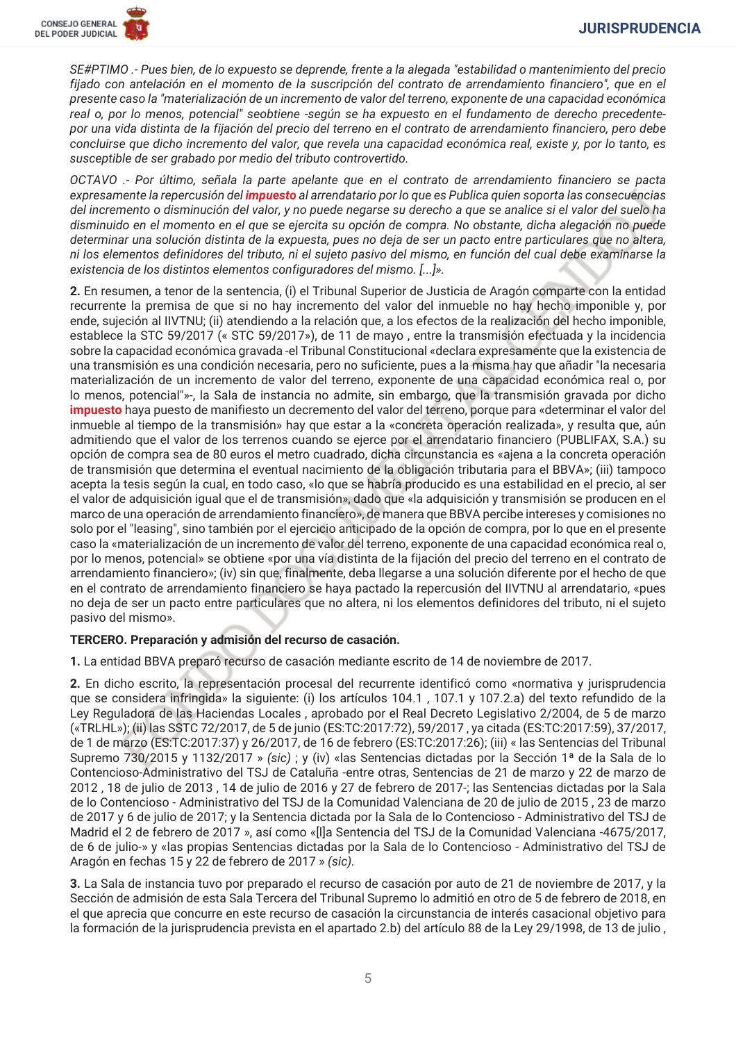*SE#PTIMO .- Pues bien, de lo expuesto se deprende, frente a la alegada "estabilidad o mantenimiento del precio fijado con antelación en el momento de la suscripción del contrato de arrendamiento financiero", que en el presente caso la "materialización de un incremento de valor del terreno, exponente de una capacidad económica real o, por lo menos, potencial" seobtiene -según se ha expuesto en el fundamento de derecho precedente- por una vida distinta de la fijación del precio del terreno en el contrato de arrendamiento financiero, pero debe concluirse que dicho incremento del valor, que revela una capacidad económica real, existe y, por lo tanto, es susceptible de ser grabado por medio del tributo controvertido.*

*OCTAVO .- Por último, señala la parte apelante que en el contrato de arrendamiento financiero se pacta expresamente la repercusión del **impuesto** al arrendatario por lo que es Publica quien soporta las consecuencias del incremento o disminución del valor, y no puede negarse su derecho a que se analice si el valor del suelo ha disminuido en el momento en el que se ejercita su opción de compra. No obstante, dicha alegación no puede determinar una solución distinta de la expuesta, pues no deja de ser un pacto entre particulares que no altera, ni los elementos definidores del tributo, ni el sujeto pasivo del mismo, en función del cual debe examinarse la existencia de los distintos elementos configuradores del mismo. [...]».*

**2.** En resumen, a tenor de la sentencia, (i) el Tribunal Superior de Justicia de Aragón comparte con la entidad recurrente la premisa de que si no hay incremento del valor del inmueble no hay hecho imponible y, por ende, sujeción al IIVTNU; (ii) atendiendo a la relación que, a los efectos de la realización del hecho imponible, establece la STC 59/2017 (« STC 59/2017»), de 11 de mayo , entre la transmisión efectuada y la incidencia sobre la capacidad económica gravada -el Tribunal Constitucional «declara expresamente que la existencia de una transmisión es una condición necesaria, pero no suficiente, pues a la misma hay que añadir "la necesaria materialización de un incremento de valor del terreno, exponente de una capacidad económica real o, por lo menos, potencial"»-, la Sala de instancia no admite, sin embargo, que la transmisión gravada por dicho **impuesto** haya puesto de manifiesto un decremento del valor del terreno, porque para «determinar el valor del inmueble al tiempo de la transmisión» hay que estar a la «concreta operación realizada», y resulta que, aún admitiendo que el valor de los terrenos cuando se ejerce por el arrendatario financiero (PUBLIFAX, S.A.) su opción de compra sea de 80 euros el metro cuadrado, dicha circunstancia es «ajena a la concreta operación de transmisión que determina el eventual nacimiento de la obligación tributaria para el BBVA»; (iii) tampoco acepta la tesis según la cual, en todo caso, «lo que se habría producido es una estabilidad en el precio, al ser el valor de adquisición igual que el de transmisión», dado que «la adquisición y transmisión se producen en el marco de una operación de arrendamiento financiero», de manera que BBVA percibe intereses y comisiones no solo por el "leasing", sino también por el ejercicio anticipado de la opción de compra, por lo que en el presente caso la «materialización de un incremento de valor del terreno, exponente de una capacidad económica real o, por lo menos, potencial» se obtiene «por una vía distinta de la fijación del precio del terreno en el contrato de arrendamiento financiero»; (iv) sin que, finalmente, deba llegarse a una solución diferente por el hecho de que en el contrato de arrendamiento financiero se haya pactado la repercusión del IIVTNU al arrendatario, «pues no deja de ser un pacto entre particulares que no altera, ni los elementos definidores del tributo, ni el sujeto pasivo del mismo».

**TERCERO. Preparación y admisión del recurso de casación.**

**1.** La entidad BBVA preparó recurso de casación mediante escrito de 14 de noviembre de 2017.

**2.** En dicho escrito, la representación procesal del recurrente identificó como «normativa y jurisprudencia que se considera infringida» la siguiente: (i) los artículos 104.1 , 107.1 y 107.2.a) del texto refundido de la Ley Reguladora de las Haciendas Locales , aprobado por el Real Decreto Legislativo 2/2004, de 5 de marzo («TRLHL»); (ii) las SSTC 72/2017, de 5 de junio (ES:TC:2017:72), 59/2017 , ya citada (ES:TC:2017:59), 37/2017, de 1 de marzo (ES:TC:2017:37) y 26/2017, de 16 de febrero (ES:TC:2017:26); (iii) « las Sentencias del Tribunal Supremo 730/2015 y 1132/2017 » *(sic)* ; y (iv) «las Sentencias dictadas por la Sección 1ª de la Sala de lo Contencioso-Administrativo del TSJ de Cataluña -entre otras, Sentencias de 21 de marzo y 22 de marzo de 2012 , 18 de julio de 2013 , 14 de julio de 2016 y 27 de febrero de 2017-; las Sentencias dictadas por la Sala de lo Contencioso - Administrativo del TSJ de la Comunidad Valenciana de 20 de julio de 2015 , 23 de marzo de 2017 y 6 de julio de 2017; y la Sentencia dictada por la Sala de lo Contencioso - Administrativo del TSJ de Madrid el 2 de febrero de 2017 », así como «[l]a Sentencia del TSJ de la Comunidad Valenciana -4675/2017, de 6 de julio-» y «las propias Sentencias dictadas por la Sala de lo Contencioso - Administrativo del TSJ de Aragón en fechas 15 y 22 de febrero de 2017 » *(sic).*

**3.** La Sala de instancia tuvo por preparado el recurso de casación por auto de 21 de noviembre de 2017, y la Sección de admisión de esta Sala Tercera del Tribunal Supremo lo admitió en otro de 5 de febrero de 2018, en el que aprecia que concurre en este recurso de casación la circunstancia de interés casacional objetivo para la formación de la jurisprudencia prevista en el apartado 2.b) del artículo 88 de la Ley 29/1998, de 13 de julio ,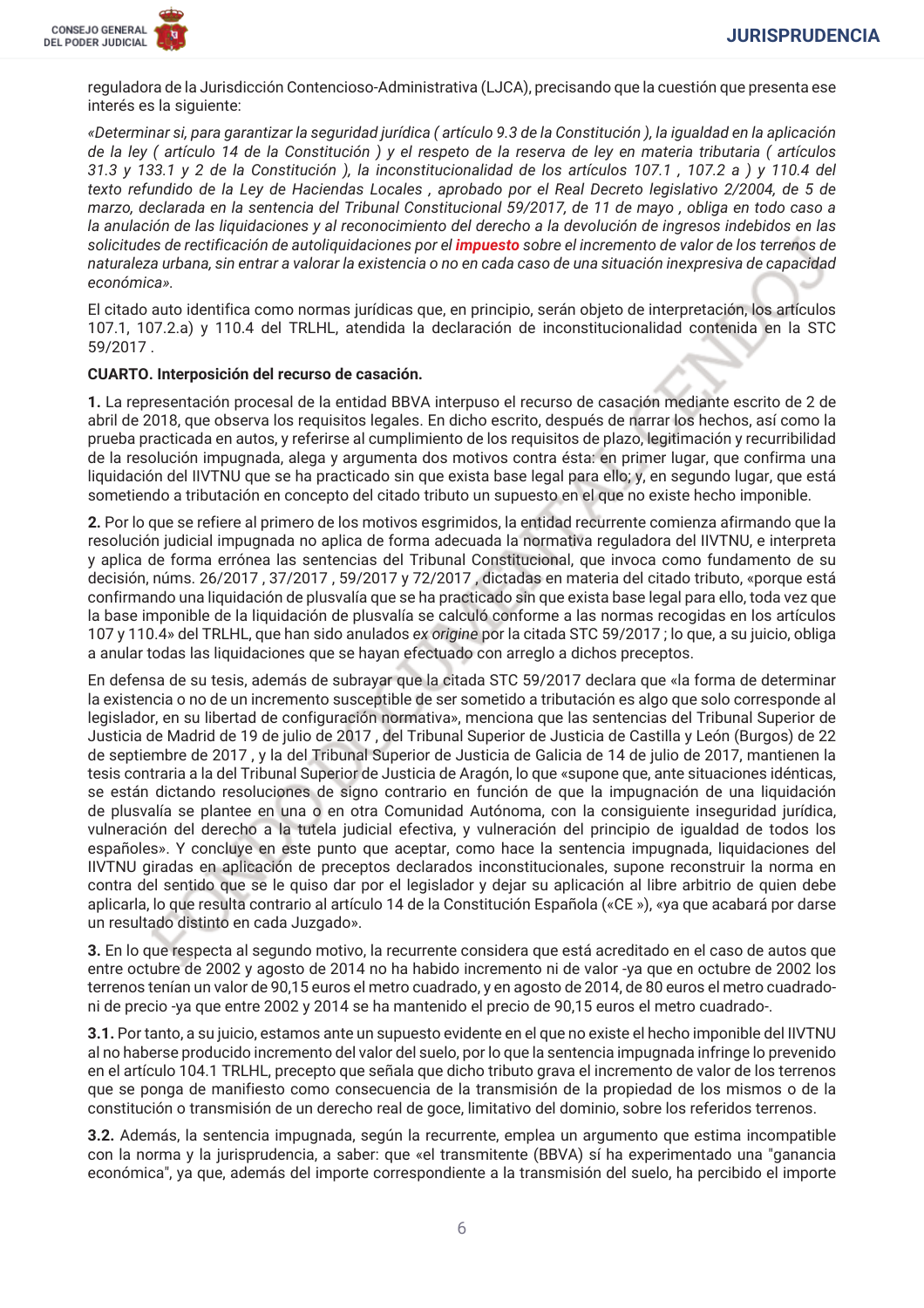reguladora de la Jurisdicción Contencioso-Administrativa (LJCA), precisando que la cuestión que presenta ese interés es la siguiente:

*«Determinar si, para garantizar la seguridad jurídica ( artículo 9.3 de la Constitución ), la igualdad en la aplicación de la ley ( artículo 14 de la Constitución ) y el respeto de la reserva de ley en materia tributaria ( artículos 31.3 y 133.1 y 2 de la Constitución ), la inconstitucionalidad de los artículos 107.1 , 107.2 a ) y 110.4 del texto refundido de la Ley de Haciendas Locales , aprobado por el Real Decreto legislativo 2/2004, de 5 de marzo, declarada en la sentencia del Tribunal Constitucional 59/2017, de 11 de mayo , obliga en todo caso a la anulación de las liquidaciones y al reconocimiento del derecho a la devolución de ingresos indebidos en las solicitudes de rectificación de autoliquidaciones por el **impuesto** sobre el incremento de valor de los terrenos de naturaleza urbana, sin entrar a valorar la existencia o no en cada caso de una situación inexpresiva de capacidad económica».*

El citado auto identifica como normas jurídicas que, en principio, serán objeto de interpretación, los artículos 107.1, 107.2.a) y 110.4 del TRLHL, atendida la declaración de inconstitucionalidad contenida en la STC 59/2017 .

**CUARTO. Interposición del recurso de casación.**

**1.** La representación procesal de la entidad BBVA interpuso el recurso de casación mediante escrito de 2 de abril de 2018, que observa los requisitos legales. En dicho escrito, después de narrar los hechos, así como la prueba practicada en autos, y referirse al cumplimiento de los requisitos de plazo, legitimación y recurribilidad de la resolución impugnada, alega y argumenta dos motivos contra ésta: en primer lugar, que confirma una liquidación del IIVTNU que se ha practicado sin que exista base legal para ello; y, en segundo lugar, que está sometiendo a tributación en concepto del citado tributo un supuesto en el que no existe hecho imponible.

**2.** Por lo que se refiere al primero de los motivos esgrimidos, la entidad recurrente comienza afirmando que la resolución judicial impugnada no aplica de forma adecuada la normativa reguladora del IIVTNU, e interpreta y aplica de forma errónea las sentencias del Tribunal Constitucional, que invoca como fundamento de su decisión, núms. 26/2017 , 37/2017 , 59/2017 y 72/2017 , dictadas en materia del citado tributo, «porque está confirmando una liquidación de plusvalía que se ha practicado sin que exista base legal para ello, toda vez que la base imponible de la liquidación de plusvalía se calculó conforme a las normas recogidas en los artículos 107 y 110.4» del TRLHL, que han sido anulados *ex origine* por la citada STC 59/2017 ; lo que, a su juicio, obliga a anular todas las liquidaciones que se hayan efectuado con arreglo a dichos preceptos.

En defensa de su tesis, además de subrayar que la citada STC 59/2017 declara que «la forma de determinar la existencia o no de un incremento susceptible de ser sometido a tributación es algo que solo corresponde al legislador, en su libertad de configuración normativa», menciona que las sentencias del Tribunal Superior de Justicia de Madrid de 19 de julio de 2017 , del Tribunal Superior de Justicia de Castilla y León (Burgos) de 22 de septiembre de 2017 , y la del Tribunal Superior de Justicia de Galicia de 14 de julio de 2017, mantienen la tesis contraria a la del Tribunal Superior de Justicia de Aragón, lo que «supone que, ante situaciones idénticas, se están dictando resoluciones de signo contrario en función de que la impugnación de una liquidación de plusvalía se plantee en una o en otra Comunidad Autónoma, con la consiguiente inseguridad jurídica, vulneración del derecho a la tutela judicial efectiva, y vulneración del principio de igualdad de todos los españoles». Y concluye en este punto que aceptar, como hace la sentencia impugnada, liquidaciones del IIVTNU giradas en aplicación de preceptos declarados inconstitucionales, supone reconstruir la norma en contra del sentido que se le quiso dar por el legislador y dejar su aplicación al libre arbitrio de quien debe aplicarla, lo que resulta contrario al artículo 14 de la Constitución Española («CE »), «ya que acabará por darse un resultado distinto en cada Juzgado».

**3.** En lo que respecta al segundo motivo, la recurrente considera que está acreditado en el caso de autos que entre octubre de 2002 y agosto de 2014 no ha habido incremento ni de valor -ya que en octubre de 2002 los terrenos tenían un valor de 90,15 euros el metro cuadrado, y en agosto de 2014, de 80 euros el metro cuadrado- ni de precio -ya que entre 2002 y 2014 se ha mantenido el precio de 90,15 euros el metro cuadrado-.

**3.1.** Por tanto, a su juicio, estamos ante un supuesto evidente en el que no existe el hecho imponible del IIVTNU al no haberse producido incremento del valor del suelo, por lo que la sentencia impugnada infringe lo prevenido en el artículo 104.1 TRLHL, precepto que señala que dicho tributo grava el incremento de valor de los terrenos que se ponga de manifiesto como consecuencia de la transmisión de la propiedad de los mismos o de la constitución o transmisión de un derecho real de goce, limitativo del dominio, sobre los referidos terrenos.

**3.2.** Además, la sentencia impugnada, según la recurrente, emplea un argumento que estima incompatible con la norma y la jurisprudencia, a saber: que «el transmitente (BBVA) sí ha experimentado una "ganancia económica", ya que, además del importe correspondiente a la transmisión del suelo, ha percibido el importe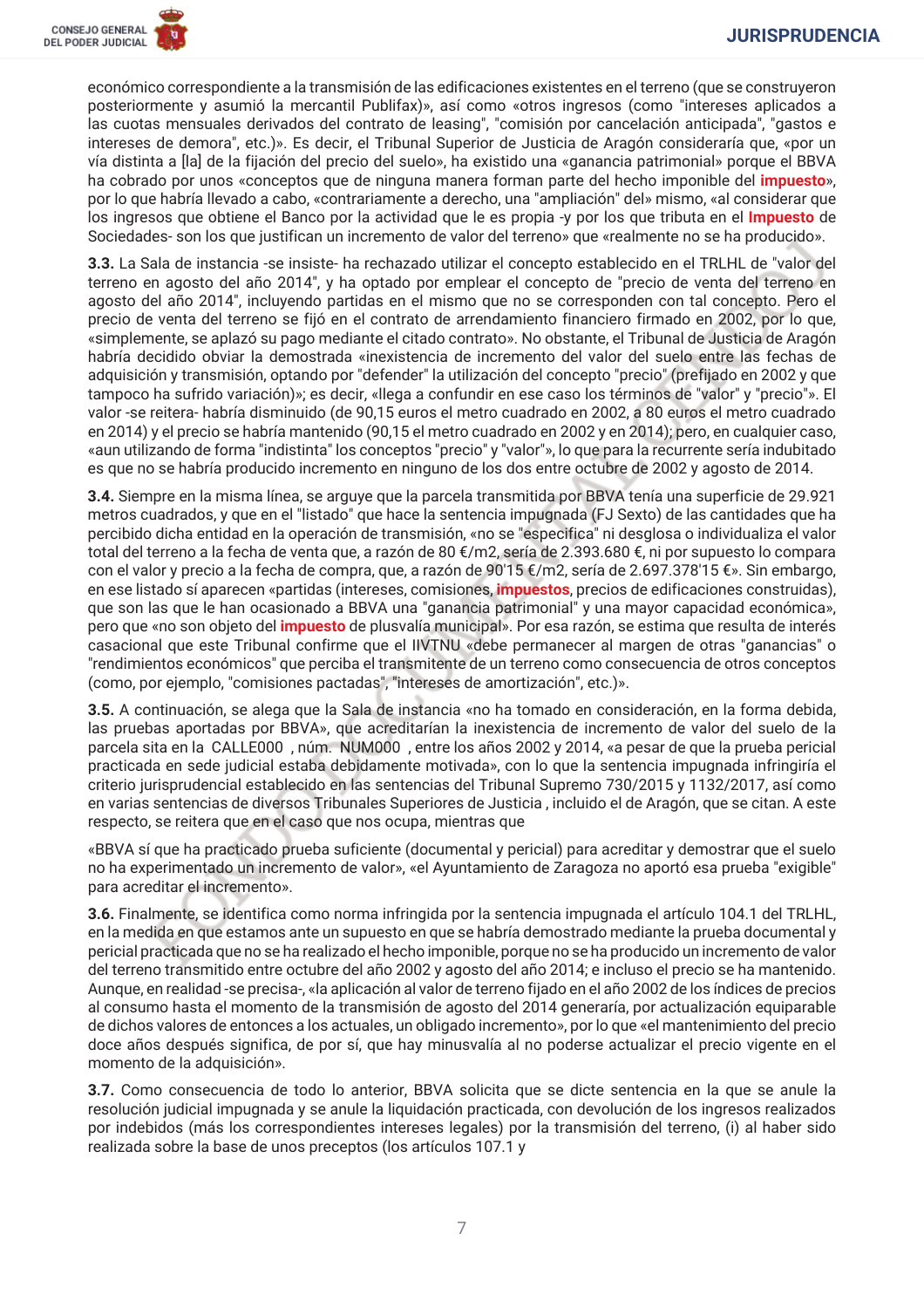económico correspondiente a la transmisión de las edificaciones existentes en el terreno (que se construyeron posteriormente y asumió la mercantil Publifax)», así como «otros ingresos (como "intereses aplicados a las cuotas mensuales derivados del contrato de leasing", "comisión por cancelación anticipada", "gastos e intereses de demora", etc.)». Es decir, el Tribunal Superior de Justicia de Aragón consideraría que, «por un vía distinta a [la] de la fijación del precio del suelo», ha existido una «ganancia patrimonial» porque el BBVA ha cobrado por unos «conceptos que de ninguna manera forman parte del hecho imponible del impuesto», por lo que habría llevado a cabo, «contrariamente a derecho, una "ampliación" del» mismo, «al considerar que los ingresos que obtiene el Banco por la actividad que le es propia -y por los que tributa en el Impuesto de Sociedades- son los que justifican un incremento de valor del terreno» que «realmente no se ha producido».

**3.3.** La Sala de instancia -se insiste- ha rechazado utilizar el concepto establecido en el TRLHL de "valor del terreno en agosto del año 2014", y ha optado por emplear el concepto de "precio de venta del terreno en agosto del año 2014", incluyendo partidas en el mismo que no se corresponden con tal concepto. Pero el precio de venta del terreno se fijó en el contrato de arrendamiento financiero firmado en 2002, por lo que, «simplemente, se aplazó su pago mediante el citado contrato». No obstante, el Tribunal de Justicia de Aragón habría decidido obviar la demostrada «inexistencia de incremento del valor del suelo entre las fechas de adquisición y transmisión, optando por "defender" la utilización del concepto "precio" (prefijado en 2002 y que tampoco ha sufrido variación)»; es decir, «llega a confundir en ese caso los términos de "valor" y "precio"». El valor -se reitera- habría disminuido (de 90,15 euros el metro cuadrado en 2002, a 80 euros el metro cuadrado en 2014) y el precio se habría mantenido (90,15 el metro cuadrado en 2002 y en 2014); pero, en cualquier caso, «aun utilizando de forma "indistinta" los conceptos "precio" y "valor"», lo que para la recurrente sería indubitado es que no se habría producido incremento en ninguno de los dos entre octubre de 2002 y agosto de 2014.

**3.4.** Siempre en la misma línea, se arguye que la parcela transmitida por BBVA tenía una superficie de 29.921 metros cuadrados, y que en el "listado" que hace la sentencia impugnada (FJ Sexto) de las cantidades que ha percibido dicha entidad en la operación de transmisión, «no se "especifica" ni desglosa o individualiza el valor total del terreno a la fecha de venta que, a razón de 80 €/m2, sería de 2.393.680 €, ni por supuesto lo compara con el valor y precio a la fecha de compra, que, a razón de 90'15 €/m2, sería de 2.697.378'15 €». Sin embargo, en ese listado sí aparecen «partidas (intereses, comisiones, impuestos, precios de edificaciones construidas), que son las que le han ocasionado a BBVA una "ganancia patrimonial" y una mayor capacidad económica», pero que «no son objeto del impuesto de plusvalía municipal». Por esa razón, se estima que resulta de interés casacional que este Tribunal confirme que el IIVTNU «debe permanecer al margen de otras "ganancias" o "rendimientos económicos" que perciba el transmitente de un terreno como consecuencia de otros conceptos (como, por ejemplo, "comisiones pactadas", "intereses de amortización", etc.)».

**3.5.** A continuación, se alega que la Sala de instancia «no ha tomado en consideración, en la forma debida, las pruebas aportadas por BBVA», que acreditarían la inexistencia de incremento de valor del suelo de la parcela sita en la CALLE000 , núm. NUM000 , entre los años 2002 y 2014, «a pesar de que la prueba pericial practicada en sede judicial estaba debidamente motivada», con lo que la sentencia impugnada infringiría el criterio jurisprudencial establecido en las sentencias del Tribunal Supremo 730/2015 y 1132/2017, así como en varias sentencias de diversos Tribunales Superiores de Justicia , incluido el de Aragón, que se citan. A este respecto, se reitera que en el caso que nos ocupa, mientras que

«BBVA sí que ha practicado prueba suficiente (documental y pericial) para acreditar y demostrar que el suelo no ha experimentado un incremento de valor», «el Ayuntamiento de Zaragoza no aportó esa prueba "exigible" para acreditar el incremento».

**3.6.** Finalmente, se identifica como norma infringida por la sentencia impugnada el artículo 104.1 del TRLHL, en la medida en que estamos ante un supuesto en que se habría demostrado mediante la prueba documental y pericial practicada que no se ha realizado el hecho imponible, porque no se ha producido un incremento de valor del terreno transmitido entre octubre del año 2002 y agosto del año 2014; e incluso el precio se ha mantenido. Aunque, en realidad -se precisa-, «la aplicación al valor de terreno fijado en el año 2002 de los índices de precios al consumo hasta el momento de la transmisión de agosto del 2014 generaría, por actualización equiparable de dichos valores de entonces a los actuales, un obligado incremento», por lo que «el mantenimiento del precio doce años después significa, de por sí, que hay minusvalía al no poderse actualizar el precio vigente en el momento de la adquisición».

**3.7.** Como consecuencia de todo lo anterior, BBVA solicita que se dicte sentencia en la que se anule la resolución judicial impugnada y se anule la liquidación practicada, con devolución de los ingresos realizados por indebidos (más los correspondientes intereses legales) por la transmisión del terreno, (i) al haber sido realizada sobre la base de unos preceptos (los artículos 107.1 y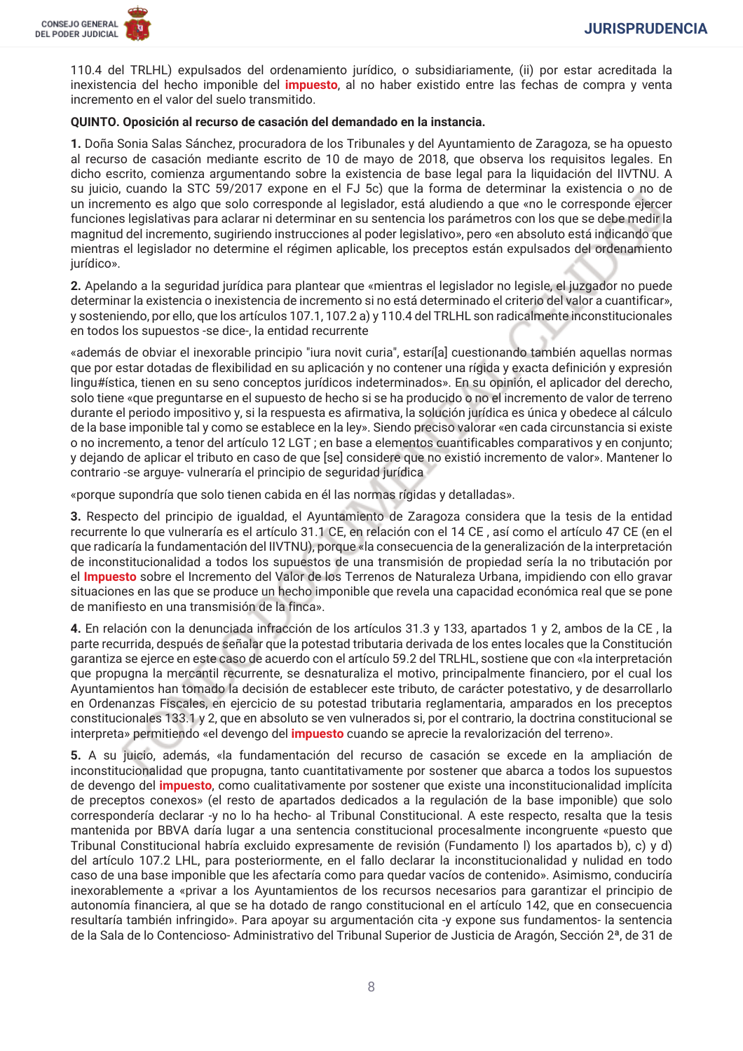110.4 del TRLHL) expulsados del ordenamiento jurídico, o subsidiariamente, (ii) por estar acreditada la inexistencia del hecho imponible del impuesto, al no haber existido entre las fechas de compra y venta incremento en el valor del suelo transmitido.

**QUINTO. Oposición al recurso de casación del demandado en la instancia.**

**1.** Doña Sonia Salas Sánchez, procuradora de los Tribunales y del Ayuntamiento de Zaragoza, se ha opuesto al recurso de casación mediante escrito de 10 de mayo de 2018, que observa los requisitos legales. En dicho escrito, comienza argumentando sobre la existencia de base legal para la liquidación del IIVTNU. A su juicio, cuando la STC 59/2017 expone en el FJ 5c) que la forma de determinar la existencia o no de un incremento es algo que solo corresponde al legislador, está aludiendo a que «no le corresponde ejercer funciones legislativas para aclarar ni determinar en su sentencia los parámetros con los que se debe medir la magnitud del incremento, sugiriendo instrucciones al poder legislativo», pero «en absoluto está indicando que mientras el legislador no determine el régimen aplicable, los preceptos están expulsados del ordenamiento jurídico».

**2.** Apelando a la seguridad jurídica para plantear que «mientras el legislador no legisle, el juzgador no puede determinar la existencia o inexistencia de incremento si no está determinado el criterio del valor a cuantificar», y sosteniendo, por ello, que los artículos 107.1, 107.2 a) y 110.4 del TRLHL son radicalmente inconstitucionales en todos los supuestos -se dice-, la entidad recurrente

«además de obviar el inexorable principio "iura novit curia", estarí[a] cuestionando también aquellas normas que por estar dotadas de flexibilidad en su aplicación y no contener una rígida y exacta definición y expresión lingu#ística, tienen en su seno conceptos jurídicos indeterminados». En su opinión, el aplicador del derecho, solo tiene «que preguntarse en el supuesto de hecho si se ha producido o no el incremento de valor de terreno durante el periodo impositivo y, si la respuesta es afirmativa, la solución jurídica es única y obedece al cálculo de la base imponible tal y como se establece en la ley». Siendo preciso valorar «en cada circunstancia si existe o no incremento, a tenor del artículo 12 LGT ; en base a elementos cuantificables comparativos y en conjunto; y dejando de aplicar el tributo en caso de que [se] considere que no existió incremento de valor». Mantener lo contrario -se arguye- vulneraría el principio de seguridad jurídica

«porque supondría que solo tienen cabida en él las normas rígidas y detalladas».

**3.** Respecto del principio de igualdad, el Ayuntamiento de Zaragoza considera que la tesis de la entidad recurrente lo que vulneraría es el artículo 31.1 CE, en relación con el 14 CE , así como el artículo 47 CE (en el que radicaría la fundamentación del IIVTNU), porque «la consecuencia de la generalización de la interpretación de inconstitucionalidad a todos los supuestos de una transmisión de propiedad sería la no tributación por el Impuesto sobre el Incremento del Valor de los Terrenos de Naturaleza Urbana, impidiendo con ello gravar situaciones en las que se produce un hecho imponible que revela una capacidad económica real que se pone de manifiesto en una transmisión de la finca».

**4.** En relación con la denunciada infracción de los artículos 31.3 y 133, apartados 1 y 2, ambos de la CE , la parte recurrida, después de señalar que la potestad tributaria derivada de los entes locales que la Constitución garantiza se ejerce en este caso de acuerdo con el artículo 59.2 del TRLHL, sostiene que con «la interpretación que propugna la mercantil recurrente, se desnaturaliza el motivo, principalmente financiero, por el cual los Ayuntamientos han tomado la decisión de establecer este tributo, de carácter potestativo, y de desarrollarlo en Ordenanzas Fiscales, en ejercicio de su potestad tributaria reglamentaria, amparados en los preceptos constitucionales 133.1 y 2, que en absoluto se ven vulnerados si, por el contrario, la doctrina constitucional se interpreta» permitiendo «el devengo del impuesto cuando se aprecie la revalorización del terreno».

**5.** A su juicio, además, «la fundamentación del recurso de casación se excede en la ampliación de inconstitucionalidad que propugna, tanto cuantitativamente por sostener que abarca a todos los supuestos de devengo del impuesto, como cualitativamente por sostener que existe una inconstitucionalidad implícita de preceptos conexos» (el resto de apartados dedicados a la regulación de la base imponible) que solo correspondería declarar -y no lo ha hecho- al Tribunal Constitucional. A este respecto, resalta que la tesis mantenida por BBVA daría lugar a una sentencia constitucional procesalmente incongruente «puesto que Tribunal Constitucional habría excluido expresamente de revisión (Fundamento I) los apartados b), c) y d) del artículo 107.2 LHL, para posteriormente, en el fallo declarar la inconstitucionalidad y nulidad en todo caso de una base imponible que les afectaría como para quedar vacíos de contenido». Asimismo, conduciría inexorablemente a «privar a los Ayuntamientos de los recursos necesarios para garantizar el principio de autonomía financiera, al que se ha dotado de rango constitucional en el artículo 142, que en consecuencia resultaría también infringido». Para apoyar su argumentación cita -y expone sus fundamentos- la sentencia de la Sala de lo Contencioso- Administrativo del Tribunal Superior de Justicia de Aragón, Sección 2ª, de 31 de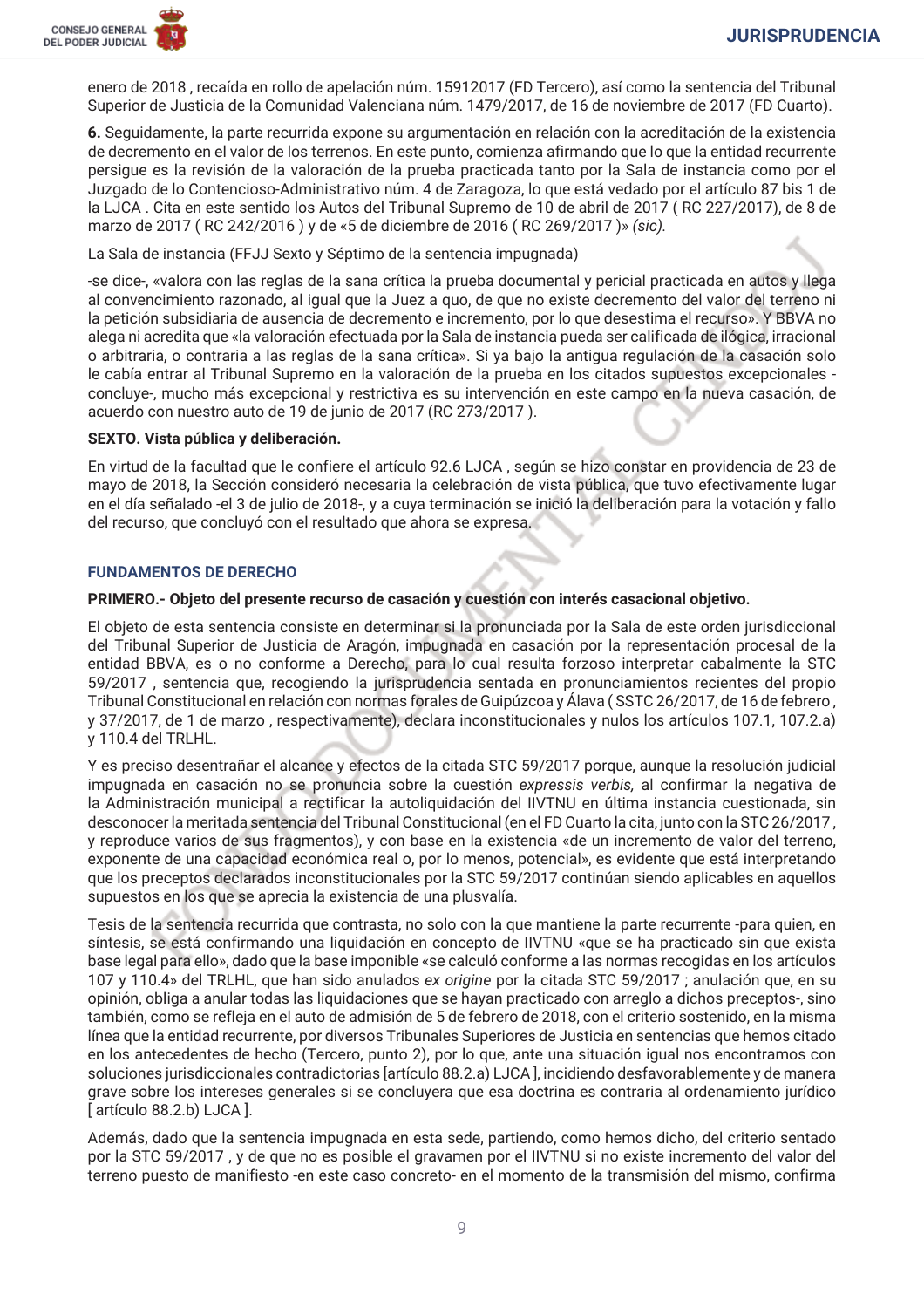enero de 2018 , recaída en rollo de apelación núm. 15912017 (FD Tercero), así como la sentencia del Tribunal Superior de Justicia de la Comunidad Valenciana núm. 1479/2017, de 16 de noviembre de 2017 (FD Cuarto).

**6.** Seguidamente, la parte recurrida expone su argumentación en relación con la acreditación de la existencia de decremento en el valor de los terrenos. En este punto, comienza afirmando que lo que la entidad recurrente persigue es la revisión de la valoración de la prueba practicada tanto por la Sala de instancia como por el Juzgado de lo Contencioso-Administrativo núm. 4 de Zaragoza, lo que está vedado por el artículo 87 bis 1 de la LJCA . Cita en este sentido los Autos del Tribunal Supremo de 10 de abril de 2017 ( RC 227/2017), de 8 de marzo de 2017 ( RC 242/2016 ) y de «5 de diciembre de 2016 ( RC 269/2017 )» *(sic).*

La Sala de instancia (FFJJ Sexto y Séptimo de la sentencia impugnada)

-se dice-, «valora con las reglas de la sana crítica la prueba documental y pericial practicada en autos y llega al convencimiento razonado, al igual que la Juez a quo, de que no existe decremento del valor del terreno ni la petición subsidiaria de ausencia de decremento e incremento, por lo que desestima el recurso». Y BBVA no alega ni acredita que «la valoración efectuada por la Sala de instancia pueda ser calificada de ilógica, irracional o arbitraria, o contraria a las reglas de la sana crítica». Si ya bajo la antigua regulación de la casación solo le cabía entrar al Tribunal Supremo en la valoración de la prueba en los citados supuestos excepcionales -concluye-, mucho más excepcional y restrictiva es su intervención en este campo en la nueva casación, de acuerdo con nuestro auto de 19 de junio de 2017 (RC 273/2017 ).

**SEXTO. Vista pública y deliberación.**

En virtud de la facultad que le confiere el artículo 92.6 LJCA , según se hizo constar en providencia de 23 de mayo de 2018, la Sección consideró necesaria la celebración de vista pública, que tuvo efectivamente lugar en el día señalado -el 3 de julio de 2018-, y a cuya terminación se inició la deliberación para la votación y fallo del recurso, que concluyó con el resultado que ahora se expresa.

## FUNDAMENTOS DE DERECHO

**PRIMERO.- Objeto del presente recurso de casación y cuestión con interés casacional objetivo.**

El objeto de esta sentencia consiste en determinar si la pronunciada por la Sala de este orden jurisdiccional del Tribunal Superior de Justicia de Aragón, impugnada en casación por la representación procesal de la entidad BBVA, es o no conforme a Derecho, para lo cual resulta forzoso interpretar cabalmente la STC 59/2017 , sentencia que, recogiendo la jurisprudencia sentada en pronunciamientos recientes del propio Tribunal Constitucional en relación con normas forales de Guipúzcoa y Álava ( SSTC 26/2017, de 16 de febrero , y 37/2017, de 1 de marzo , respectivamente), declara inconstitucionales y nulos los artículos 107.1, 107.2.a) y 110.4 del TRLHL.

Y es preciso desentrañar el alcance y efectos de la citada STC 59/2017 porque, aunque la resolución judicial impugnada en casación no se pronuncia sobre la cuestión *expressis verbis,* al confirmar la negativa de la Administración municipal a rectificar la autoliquidación del IIVTNU en última instancia cuestionada, sin desconocer la meritada sentencia del Tribunal Constitucional (en el FD Cuarto la cita, junto con la STC 26/2017 , y reproduce varios de sus fragmentos), y con base en la existencia «de un incremento de valor del terreno, exponente de una capacidad económica real o, por lo menos, potencial», es evidente que está interpretando que los preceptos declarados inconstitucionales por la STC 59/2017 continúan siendo aplicables en aquellos supuestos en los que se aprecia la existencia de una plusvalía.

Tesis de la sentencia recurrida que contrasta, no solo con la que mantiene la parte recurrente -para quien, en síntesis, se está confirmando una liquidación en concepto de IIVTNU «que se ha practicado sin que exista base legal para ello», dado que la base imponible «se calculó conforme a las normas recogidas en los artículos 107 y 110.4» del TRLHL, que han sido anulados *ex origine* por la citada STC 59/2017 ; anulación que, en su opinión, obliga a anular todas las liquidaciones que se hayan practicado con arreglo a dichos preceptos-, sino también, como se refleja en el auto de admisión de 5 de febrero de 2018, con el criterio sostenido, en la misma línea que la entidad recurrente, por diversos Tribunales Superiores de Justicia en sentencias que hemos citado en los antecedentes de hecho (Tercero, punto 2), por lo que, ante una situación igual nos encontramos con soluciones jurisdiccionales contradictorias [artículo 88.2.a) LJCA ], incidiendo desfavorablemente y de manera grave sobre los intereses generales si se concluyera que esa doctrina es contraria al ordenamiento jurídico [ artículo 88.2.b) LJCA ].

Además, dado que la sentencia impugnada en esta sede, partiendo, como hemos dicho, del criterio sentado por la STC 59/2017 , y de que no es posible el gravamen por el IIVTNU si no existe incremento del valor del terreno puesto de manifiesto -en este caso concreto- en el momento de la transmisión del mismo, confirma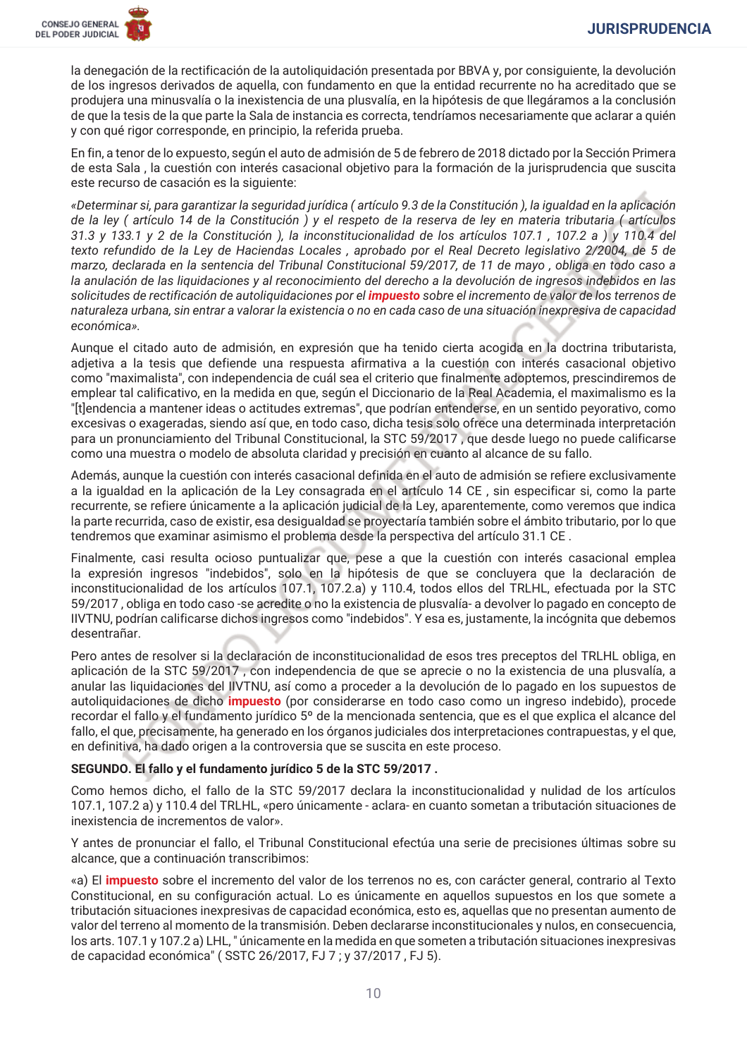la denegación de la rectificación de la autoliquidación presentada por BBVA y, por consiguiente, la devolución de los ingresos derivados de aquella, con fundamento en que la entidad recurrente no ha acreditado que se produjera una minusvalía o la inexistencia de una plusvalía, en la hipótesis de que llegáramos a la conclusión de que la tesis de la que parte la Sala de instancia es correcta, tendríamos necesariamente que aclarar a quién y con qué rigor corresponde, en principio, la referida prueba.

En fin, a tenor de lo expuesto, según el auto de admisión de 5 de febrero de 2018 dictado por la Sección Primera de esta Sala , la cuestión con interés casacional objetivo para la formación de la jurisprudencia que suscita este recurso de casación es la siguiente:

*«Determinar si, para garantizar la seguridad jurídica ( artículo 9.3 de la Constitución ), la igualdad en la aplicación de la ley ( artículo 14 de la Constitución ) y el respeto de la reserva de ley en materia tributaria ( artículos 31.3 y 133.1 y 2 de la Constitución ), la inconstitucionalidad de los artículos 107.1 , 107.2 a ) y 110.4 del texto refundido de la Ley de Haciendas Locales , aprobado por el Real Decreto legislativo 2/2004, de 5 de marzo, declarada en la sentencia del Tribunal Constitucional 59/2017, de 11 de mayo , obliga en todo caso a la anulación de las liquidaciones y al reconocimiento del derecho a la devolución de ingresos indebidos en las solicitudes de rectificación de autoliquidaciones por el impuesto sobre el incremento de valor de los terrenos de naturaleza urbana, sin entrar a valorar la existencia o no en cada caso de una situación inexpresiva de capacidad económica».*

Aunque el citado auto de admisión, en expresión que ha tenido cierta acogida en la doctrina tributarista, adjetiva a la tesis que defiende una respuesta afirmativa a la cuestión con interés casacional objetivo como "maximalista", con independencia de cuál sea el criterio que finalmente adoptemos, prescindiremos de emplear tal calificativo, en la medida en que, según el Diccionario de la Real Academia, el maximalismo es la "[t]endencia a mantener ideas o actitudes extremas", que podrían entenderse, en un sentido peyorativo, como excesivas o exageradas, siendo así que, en todo caso, dicha tesis solo ofrece una determinada interpretación para un pronunciamiento del Tribunal Constitucional, la STC 59/2017 , que desde luego no puede calificarse como una muestra o modelo de absoluta claridad y precisión en cuanto al alcance de su fallo.

Además, aunque la cuestión con interés casacional definida en el auto de admisión se refiere exclusivamente a la igualdad en la aplicación de la Ley consagrada en el artículo 14 CE , sin especificar si, como la parte recurrente, se refiere únicamente a la aplicación judicial de la Ley, aparentemente, como veremos que indica la parte recurrida, caso de existir, esa desigualdad se proyectaría también sobre el ámbito tributario, por lo que tendremos que examinar asimismo el problema desde la perspectiva del artículo 31.1 CE .

Finalmente, casi resulta ocioso puntualizar que, pese a que la cuestión con interés casacional emplea la expresión ingresos "indebidos", solo en la hipótesis de que se concluyera que la declaración de inconstitucionalidad de los artículos 107.1, 107.2.a) y 110.4, todos ellos del TRLHL, efectuada por la STC 59/2017 , obliga en todo caso -se acredite o no la existencia de plusvalía- a devolver lo pagado en concepto de IIVTNU, podrían calificarse dichos ingresos como "indebidos". Y esa es, justamente, la incógnita que debemos desentrañar.

Pero antes de resolver si la declaración de inconstitucionalidad de esos tres preceptos del TRLHL obliga, en aplicación de la STC 59/2017 , con independencia de que se aprecie o no la existencia de una plusvalía, a anular las liquidaciones del IIVTNU, así como a proceder a la devolución de lo pagado en los supuestos de autoliquidaciones de dicho impuesto (por considerarse en todo caso como un ingreso indebido), procede recordar el fallo y el fundamento jurídico 5º de la mencionada sentencia, que es el que explica el alcance del fallo, el que, precisamente, ha generado en los órganos judiciales dos interpretaciones contrapuestas, y el que, en definitiva, ha dado origen a la controversia que se suscita en este proceso.

**SEGUNDO. El fallo y el fundamento jurídico 5 de la STC 59/2017 .**

Como hemos dicho, el fallo de la STC 59/2017 declara la inconstitucionalidad y nulidad de los artículos 107.1, 107.2 a) y 110.4 del TRLHL, «pero únicamente - aclara- en cuanto sometan a tributación situaciones de inexistencia de incrementos de valor».

Y antes de pronunciar el fallo, el Tribunal Constitucional efectúa una serie de precisiones últimas sobre su alcance, que a continuación transcribimos:

«a) El impuesto sobre el incremento del valor de los terrenos no es, con carácter general, contrario al Texto Constitucional, en su configuración actual. Lo es únicamente en aquellos supuestos en los que somete a tributación situaciones inexpresivas de capacidad económica, esto es, aquellas que no presentan aumento de valor del terreno al momento de la transmisión. Deben declararse inconstitucionales y nulos, en consecuencia, los arts. 107.1 y 107.2 a) LHL, " únicamente en la medida en que someten a tributación situaciones inexpresivas de capacidad económica" ( SSTC 26/2017, FJ 7 ; y 37/2017 , FJ 5).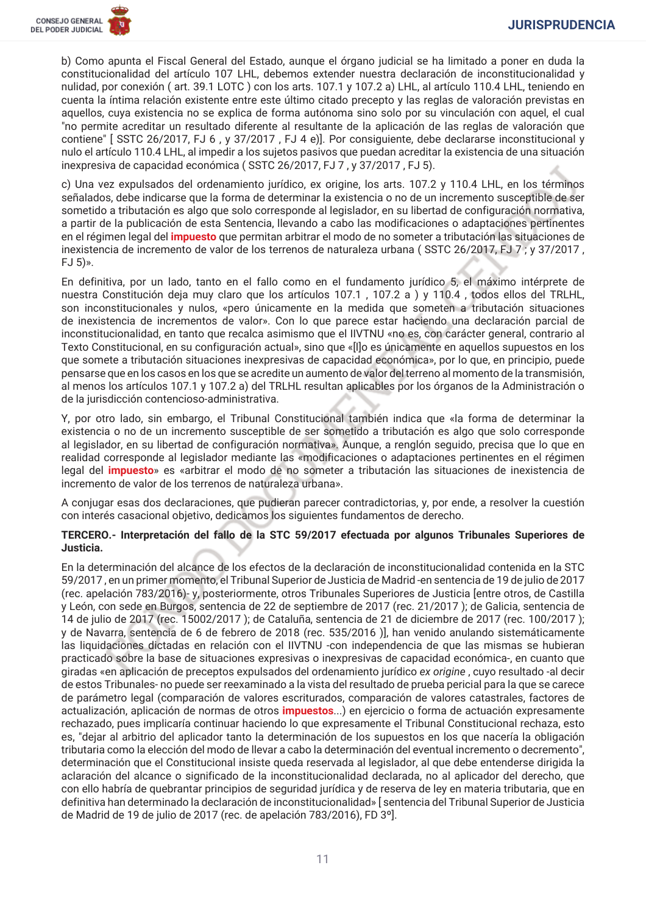b) Como apunta el Fiscal General del Estado, aunque el órgano judicial se ha limitado a poner en duda la constitucionalidad del artículo 107 LHL, debemos extender nuestra declaración de inconstitucionalidad y nulidad, por conexión ( art. 39.1 LOTC ) con los arts. 107.1 y 107.2 a) LHL, al artículo 110.4 LHL, teniendo en cuenta la íntima relación existente entre este último citado precepto y las reglas de valoración previstas en aquellos, cuya existencia no se explica de forma autónoma sino solo por su vinculación con aquel, el cual "no permite acreditar un resultado diferente al resultante de la aplicación de las reglas de valoración que contiene" [ SSTC 26/2017, FJ 6 , y 37/2017 , FJ 4 e)]. Por consiguiente, debe declararse inconstitucional y nulo el artículo 110.4 LHL, al impedir a los sujetos pasivos que puedan acreditar la existencia de una situación inexpresiva de capacidad económica ( SSTC 26/2017, FJ 7 , y 37/2017 , FJ 5).

c) Una vez expulsados del ordenamiento jurídico, ex origine, los arts. 107.2 y 110.4 LHL, en los términos señalados, debe indicarse que la forma de determinar la existencia o no de un incremento susceptible de ser sometido a tributación es algo que solo corresponde al legislador, en su libertad de configuración normativa, a partir de la publicación de esta Sentencia, llevando a cabo las modificaciones o adaptaciones pertinentes en el régimen legal del impuesto que permitan arbitrar el modo de no someter a tributación las situaciones de inexistencia de incremento de valor de los terrenos de naturaleza urbana ( SSTC 26/2017, FJ 7 ; y 37/2017 , FJ 5)».

En definitiva, por un lado, tanto en el fallo como en el fundamento jurídico 5, el máximo intérprete de nuestra Constitución deja muy claro que los artículos 107.1 , 107.2 a ) y 110.4 , todos ellos del TRLHL, son inconstitucionales y nulos, «pero únicamente en la medida que someten a tributación situaciones de inexistencia de incrementos de valor». Con lo que parece estar haciendo una declaración parcial de inconstitucionalidad, en tanto que recalca asimismo que el IIVTNU «no es, con carácter general, contrario al Texto Constitucional, en su configuración actual», sino que «[l]o es únicamente en aquellos supuestos en los que somete a tributación situaciones inexpresivas de capacidad económica», por lo que, en principio, puede pensarse que en los casos en los que se acredite un aumento de valor del terreno al momento de la transmisión, al menos los artículos 107.1 y 107.2 a) del TRLHL resultan aplicables por los órganos de la Administración o de la jurisdicción contencioso-administrativa.

Y, por otro lado, sin embargo, el Tribunal Constitucional también indica que «la forma de determinar la existencia o no de un incremento susceptible de ser sometido a tributación es algo que solo corresponde al legislador, en su libertad de configuración normativa». Aunque, a renglón seguido, precisa que lo que en realidad corresponde al legislador mediante las «modificaciones o adaptaciones pertinentes en el régimen legal del impuesto» es «arbitrar el modo de no someter a tributación las situaciones de inexistencia de incremento de valor de los terrenos de naturaleza urbana».

A conjugar esas dos declaraciones, que pudieran parecer contradictorias, y, por ende, a resolver la cuestión con interés casacional objetivo, dedicamos los siguientes fundamentos de derecho.

**TERCERO.- Interpretación del fallo de la STC 59/2017 efectuada por algunos Tribunales Superiores de Justicia.**

En la determinación del alcance de los efectos de la declaración de inconstitucionalidad contenida en la STC 59/2017 , en un primer momento, el Tribunal Superior de Justicia de Madrid -en sentencia de 19 de julio de 2017 (rec. apelación 783/2016)- y, posteriormente, otros Tribunales Superiores de Justicia [entre otros, de Castilla y León, con sede en Burgos, sentencia de 22 de septiembre de 2017 (rec. 21/2017 ); de Galicia, sentencia de 14 de julio de 2017 (rec. 15002/2017 ); de Cataluña, sentencia de 21 de diciembre de 2017 (rec. 100/2017 ); y de Navarra, sentencia de 6 de febrero de 2018 (rec. 535/2016 )], han venido anulando sistemáticamente las liquidaciones dictadas en relación con el IIVTNU -con independencia de que las mismas se hubieran practicado sobre la base de situaciones expresivas o inexpresivas de capacidad económica-, en cuanto que giradas «en aplicación de preceptos expulsados del ordenamiento jurídico *ex origine* , cuyo resultado -al decir de estos Tribunales- no puede ser reexaminado a la vista del resultado de prueba pericial para la que se carece de parámetro legal (comparación de valores escriturados, comparación de valores catastrales, factores de actualización, aplicación de normas de otros impuestos...) en ejercicio o forma de actuación expresamente rechazado, pues implicaría continuar haciendo lo que expresamente el Tribunal Constitucional rechaza, esto es, "dejar al arbitrio del aplicador tanto la determinación de los supuestos en los que nacería la obligación tributaria como la elección del modo de llevar a cabo la determinación del eventual incremento o decremento", determinación que el Constitucional insiste queda reservada al legislador, al que debe entenderse dirigida la aclaración del alcance o significado de la inconstitucionalidad declarada, no al aplicador del derecho, que con ello habría de quebrantar principios de seguridad jurídica y de reserva de ley en materia tributaria, que en definitiva han determinado la declaración de inconstitucionalidad» [ sentencia del Tribunal Superior de Justicia de Madrid de 19 de julio de 2017 (rec. de apelación 783/2016), FD 3º].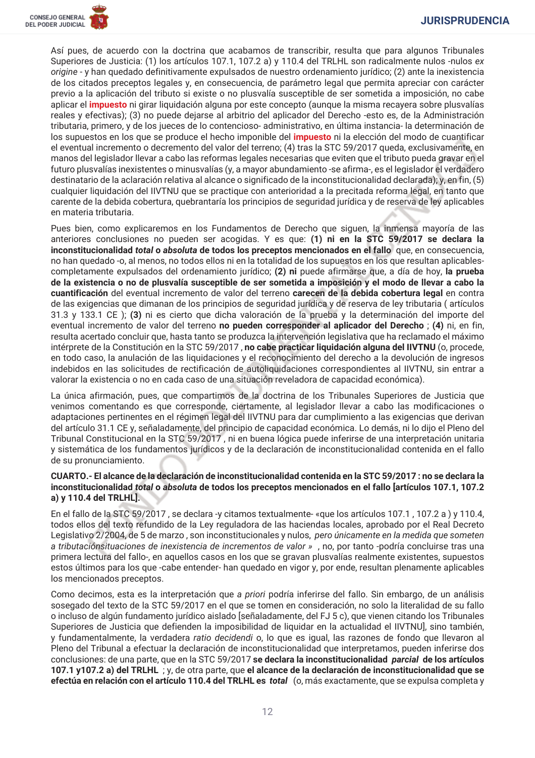Así pues, de acuerdo con la doctrina que acabamos de transcribir, resulta que para algunos Tribunales Superiores de Justicia: (1) los artículos 107.1, 107.2 a) y 110.4 del TRLHL son radicalmente nulos -nulos *ex origine* - y han quedado definitivamente expulsados de nuestro ordenamiento jurídico; (2) ante la inexistencia de los citados preceptos legales y, en consecuencia, de parámetro legal que permita apreciar con carácter previo a la aplicación del tributo si existe o no plusvalía susceptible de ser sometida a imposición, no cabe aplicar el **impuesto** ni girar liquidación alguna por este concepto (aunque la misma recayera sobre plusvalías reales y efectivas); (3) no puede dejarse al arbitrio del aplicador del Derecho -esto es, de la Administración tributaria, primero, y de los jueces de lo contencioso- administrativo, en última instancia- la determinación de los supuestos en los que se produce el hecho imponible del **impuesto** ni la elección del modo de cuantificar el eventual incremento o decremento del valor del terreno; (4) tras la STC 59/2017 queda, exclusivamente, en manos del legislador llevar a cabo las reformas legales necesarias que eviten que el tributo pueda gravar en el futuro plusvalías inexistentes o minusvalías (y, a mayor abundamiento -se afirma-, es el legislador el verdadero destinatario de la aclaración relativa al alcance o significado de la inconstitucionalidad declarada); y, en fin, (5) cualquier liquidación del IIVTNU que se practique con anterioridad a la precitada reforma legal, en tanto que carente de la debida cobertura, quebrantaría los principios de seguridad jurídica y de reserva de ley aplicables en materia tributaria.

Pues bien, como explicaremos en los Fundamentos de Derecho que siguen, la inmensa mayoría de las anteriores conclusiones no pueden ser acogidas. Y es que: **(1) ni en la STC 59/2017 se declara la inconstitucionalidad *total* o *absoluta* de todos los preceptos mencionados en el fallo** que, en consecuencia, no han quedado -o, al menos, no todos ellos ni en la totalidad de los supuestos en los que resultan aplicables- completamente expulsados del ordenamiento jurídico; **(2) ni** puede afirmarse que, a día de hoy, **la prueba de la existencia o no de plusvalía susceptible de ser sometida a imposición y el modo de llevar a cabo la cuantificación** del eventual incremento de valor del terreno **carecen de la debida cobertura legal** en contra de las exigencias que dimanan de los principios de seguridad jurídica y de reserva de ley tributaria ( artículos 31.3 y 133.1 CE ); **(3)** ni es cierto que dicha valoración de la prueba y la determinación del importe del eventual incremento de valor del terreno **no pueden corresponder al aplicador del Derecho** ; **(4)** ni, en fin, resulta acertado concluir que, hasta tanto se produzca la intervención legislativa que ha reclamado el máximo intérprete de la Constitución en la STC 59/2017 , **no cabe practicar liquidación alguna del IIVTNU** (o, procede, en todo caso, la anulación de las liquidaciones y el reconocimiento del derecho a la devolución de ingresos indebidos en las solicitudes de rectificación de autoliquidaciones correspondientes al IIVTNU, sin entrar a valorar la existencia o no en cada caso de una situación reveladora de capacidad económica).

La única afirmación, pues, que compartimos de la doctrina de los Tribunales Superiores de Justicia que venimos comentando es que corresponde, ciertamente, al legislador llevar a cabo las modificaciones o adaptaciones pertinentes en el régimen legal del IIVTNU para dar cumplimiento a las exigencias que derivan del artículo 31.1 CE y, señaladamente, del principio de capacidad económica. Lo demás, ni lo dijo el Pleno del Tribunal Constitucional en la STC 59/2017 , ni en buena lógica puede inferirse de una interpretación unitaria y sistemática de los fundamentos jurídicos y de la declaración de inconstitucionalidad contenida en el fallo de su pronunciamiento.

**CUARTO.- El alcance de la declaración de inconstitucionalidad contenida en la STC 59/2017 : no se declara la inconstitucionalidad *total* o *absoluta* de todos los preceptos mencionados en el fallo [artículos 107.1, 107.2 a) y 110.4 del TRLHL].**

En el fallo de la STC 59/2017 , se declara -y citamos textualmente- «que los artículos 107.1 , 107.2 a ) y 110.4, todos ellos del texto refundido de la Ley reguladora de las haciendas locales, aprobado por el Real Decreto Legislativo 2/2004, de 5 de marzo , son inconstitucionales y nulos, *pero únicamente en la medida que someten a tributaciónsituaciones de inexistencia de incrementos de valor* » , no, por tanto -podría concluirse tras una primera lectura del fallo-, en aquellos casos en los que se gravan plusvalías realmente existentes, supuestos estos últimos para los que -cabe entender- han quedado en vigor y, por ende, resultan plenamente aplicables los mencionados preceptos.

Como decimos, esta es la interpretación que *a priori* podría inferirse del fallo. Sin embargo, de un análisis sosegado del texto de la STC 59/2017 en el que se tomen en consideración, no solo la literalidad de su fallo o incluso de algún fundamento jurídico aislado [señaladamente, del FJ 5 c), que vienen citando los Tribunales Superiores de Justicia que defienden la imposibilidad de liquidar en la actualidad el IIVTNU], sino también, y fundamentalmente, la verdadera *ratio decidendi* o, lo que es igual, las razones de fondo que llevaron al Pleno del Tribunal a efectuar la declaración de inconstitucionalidad que interpretamos, pueden inferirse dos conclusiones: de una parte, que en la STC 59/2017 **se declara la inconstitucionalidad *parcial* de los artículos 107.1 y107.2 a) del TRLHL** ; y, de otra parte, que **el alcance de la declaración de inconstitucionalidad que se efectúa en relación con el artículo 110.4 del TRLHL es *total*** (o, más exactamente, que se expulsa completa y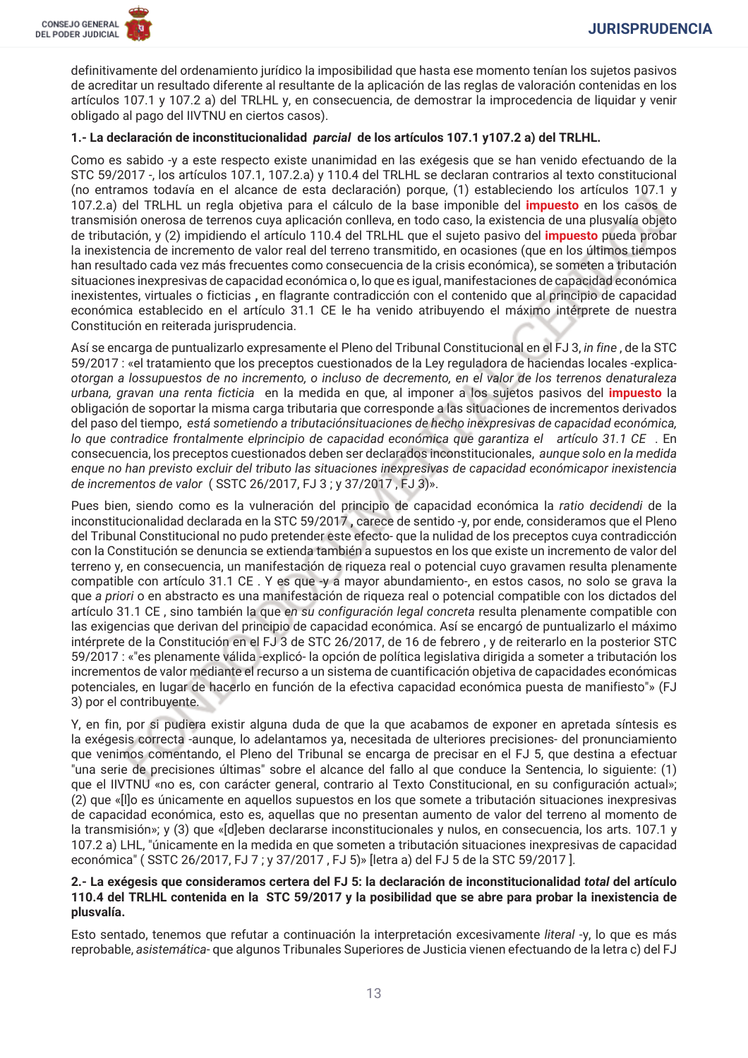definitivamente del ordenamiento jurídico la imposibilidad que hasta ese momento tenían los sujetos pasivos de acreditar un resultado diferente al resultante de la aplicación de las reglas de valoración contenidas en los artículos 107.1 y 107.2 a) del TRLHL y, en consecuencia, de demostrar la improcedencia de liquidar y venir obligado al pago del IIVTNU en ciertos casos).

**1.- La declaración de inconstitucionalidad *parcial* de los artículos 107.1 y107.2 a) del TRLHL.**

Como es sabido -y a este respecto existe unanimidad en las exégesis que se han venido efectuando de la STC 59/2017 -, los artículos 107.1, 107.2.a) y 110.4 del TRLHL se declaran contrarios al texto constitucional (no entramos todavía en el alcance de esta declaración) porque, (1) estableciendo los artículos 107.1 y 107.2.a) del TRLHL un regla objetiva para el cálculo de la base imponible del impuesto en los casos de transmisión onerosa de terrenos cuya aplicación conlleva, en todo caso, la existencia de una plusvalía objeto de tributación, y (2) impidiendo el artículo 110.4 del TRLHL que el sujeto pasivo del impuesto pueda probar la inexistencia de incremento de valor real del terreno transmitido, en ocasiones (que en los últimos tiempos han resultado cada vez más frecuentes como consecuencia de la crisis económica), se someten a tributación situaciones inexpresivas de capacidad económica o, lo que es igual, manifestaciones de capacidad económica inexistentes, virtuales o ficticias , en flagrante contradicción con el contenido que al principio de capacidad económica establecido en el artículo 31.1 CE le ha venido atribuyendo el máximo intérprete de nuestra Constitución en reiterada jurisprudencia.

Así se encarga de puntualizarlo expresamente el Pleno del Tribunal Constitucional en el FJ 3, *in fine* , de la STC 59/2017 : «el tratamiento que los preceptos cuestionados de la Ley reguladora de haciendas locales -explica- *otorgan a lossupuestos de no incremento, o incluso de decremento, en el valor de los terrenos denaturaleza urbana, gravan una renta ficticia* en la medida en que, al imponer a los sujetos pasivos del impuesto la obligación de soportar la misma carga tributaria que corresponde a las situaciones de incrementos derivados del paso del tiempo, *está sometiendo a tributaciónsituaciones de hecho inexpresivas de capacidad económica, lo que contradice frontalmente elprincipio de capacidad económica que garantiza el artículo 31.1 CE* . En consecuencia, los preceptos cuestionados deben ser declarados inconstitucionales, *aunque solo en la medida enque no han previsto excluir del tributo las situaciones inexpresivas de capacidad económicapor inexistencia de incrementos de valor* ( SSTC 26/2017, FJ 3 ; y 37/2017 , FJ 3)».

Pues bien, siendo como es la vulneración del principio de capacidad económica la *ratio decidendi* de la inconstitucionalidad declarada en la STC 59/2017 , carece de sentido -y, por ende, consideramos que el Pleno del Tribunal Constitucional no pudo pretender este efecto- que la nulidad de los preceptos cuya contradicción con la Constitución se denuncia se extienda también a supuestos en los que existe un incremento de valor del terreno y, en consecuencia, un manifestación de riqueza real o potencial cuyo gravamen resulta plenamente compatible con artículo 31.1 CE . Y es que -y a mayor abundamiento-, en estos casos, no solo se grava la que *a priori* o en abstracto es una manifestación de riqueza real o potencial compatible con los dictados del artículo 31.1 CE , sino también la que *en su configuración legal concreta* resulta plenamente compatible con las exigencias que derivan del principio de capacidad económica. Así se encargó de puntualizarlo el máximo intérprete de la Constitución en el FJ 3 de STC 26/2017, de 16 de febrero , y de reiterarlo en la posterior STC 59/2017 : «"es plenamente válida -explicó- la opción de política legislativa dirigida a someter a tributación los incrementos de valor mediante el recurso a un sistema de cuantificación objetiva de capacidades económicas potenciales, en lugar de hacerlo en función de la efectiva capacidad económica puesta de manifiesto"» (FJ 3) por el contribuyente.

Y, en fin, por si pudiera existir alguna duda de que la que acabamos de exponer en apretada síntesis es la exégesis correcta -aunque, lo adelantamos ya, necesitada de ulteriores precisiones- del pronunciamiento que venimos comentando, el Pleno del Tribunal se encarga de precisar en el FJ 5, que destina a efectuar "una serie de precisiones últimas" sobre el alcance del fallo al que conduce la Sentencia, lo siguiente: (1) que el IIVTNU «no es, con carácter general, contrario al Texto Constitucional, en su configuración actual»; (2) que «[l]o es únicamente en aquellos supuestos en los que somete a tributación situaciones inexpresivas de capacidad económica, esto es, aquellas que no presentan aumento de valor del terreno al momento de la transmisión»; y (3) que «[d]eben declararse inconstitucionales y nulos, en consecuencia, los arts. 107.1 y 107.2 a) LHL, "únicamente en la medida en que someten a tributación situaciones inexpresivas de capacidad económica" ( SSTC 26/2017, FJ 7 ; y 37/2017 , FJ 5)» [letra a) del FJ 5 de la STC 59/2017 ].

**2.- La exégesis que consideramos certera del FJ 5: la declaración de inconstitucionalidad *total* del artículo 110.4 del TRLHL contenida en la STC 59/2017 y la posibilidad que se abre para probar la inexistencia de plusvalía.**

Esto sentado, tenemos que refutar a continuación la interpretación excesivamente *literal* -y, lo que es más reprobable, *asistemática*- que algunos Tribunales Superiores de Justicia vienen efectuando de la letra c) del FJ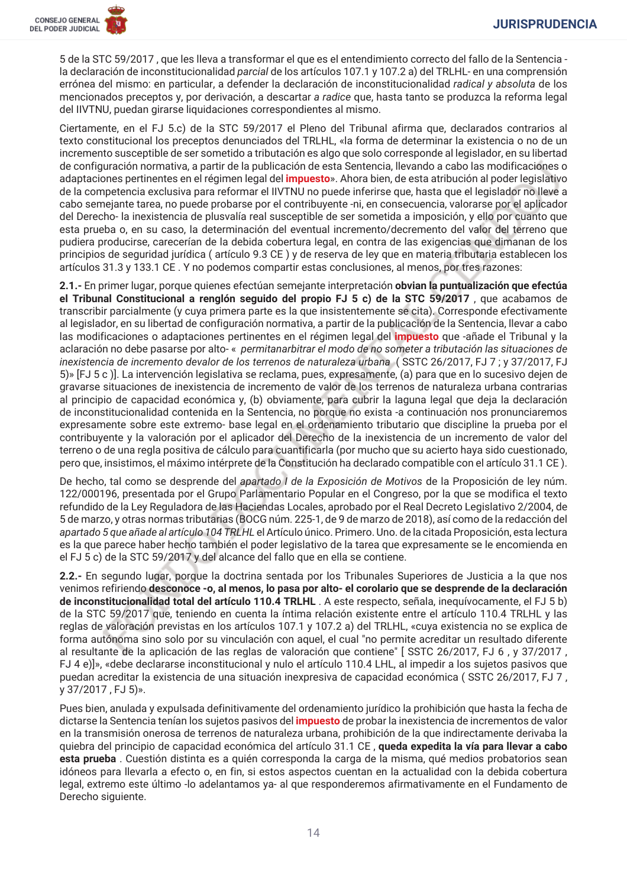5 de la STC 59/2017 , que les lleva a transformar el que es el entendimiento correcto del fallo de la Sentencia - la declaración de inconstitucionalidad *parcial* de los artículos 107.1 y 107.2 a) del TRLHL- en una comprensión errónea del mismo: en particular, a defender la declaración de inconstitucionalidad *radical y absoluta* de los mencionados preceptos y, por derivación, a descartar *a radice* que, hasta tanto se produzca la reforma legal del IIVTNU, puedan girarse liquidaciones correspondientes al mismo.

Ciertamente, en el FJ 5.c) de la STC 59/2017 el Pleno del Tribunal afirma que, declarados contrarios al texto constitucional los preceptos denunciados del TRLHL, «la forma de determinar la existencia o no de un incremento susceptible de ser sometido a tributación es algo que solo corresponde al legislador, en su libertad de configuración normativa, a partir de la publicación de esta Sentencia, llevando a cabo las modificaciones o adaptaciones pertinentes en el régimen legal del **impuesto**». Ahora bien, de esta atribución al poder legislativo de la competencia exclusiva para reformar el IIVTNU no puede inferirse que, hasta que el legislador no lleve a cabo semejante tarea, no puede probarse por el contribuyente -ni, en consecuencia, valorarse por el aplicador del Derecho- la inexistencia de plusvalía real susceptible de ser sometida a imposición, y ello por cuanto que esta prueba o, en su caso, la determinación del eventual incremento/decremento del valor del terreno que pudiera producirse, carecerían de la debida cobertura legal, en contra de las exigencias que dimanan de los principios de seguridad jurídica ( artículo 9.3 CE ) y de reserva de ley que en materia tributaria establecen los artículos 31.3 y 133.1 CE . Y no podemos compartir estas conclusiones, al menos, por tres razones:

**2.1.-** En primer lugar, porque quienes efectúan semejante interpretación **obvian la puntualización que efectúa el Tribunal Constitucional a renglón seguido del propio FJ 5 c) de la STC 59/2017** , que acabamos de transcribir parcialmente (y cuya primera parte es la que insistentemente se cita). Corresponde efectivamente al legislador, en su libertad de configuración normativa, a partir de la publicación de la Sentencia, llevar a cabo las modificaciones o adaptaciones pertinentes en el régimen legal del **impuesto** que -añade el Tribunal y la aclaración no debe pasarse por alto- « *permitanarbitrar el modo de no someter a tributación las situaciones de inexistencia de incremento devalor de los terrenos de naturaleza urbana* ( SSTC 26/2017, FJ 7 ; y 37/2017, FJ 5)» [FJ 5 c )]. La intervención legislativa se reclama, pues, expresamente, (a) para que en lo sucesivo dejen de gravarse situaciones de inexistencia de incremento de valor de los terrenos de naturaleza urbana contrarias al principio de capacidad económica y, (b) obviamente, para cubrir la laguna legal que deja la declaración de inconstitucionalidad contenida en la Sentencia, no porque no exista -a continuación nos pronunciaremos expresamente sobre este extremo- base legal en el ordenamiento tributario que discipline la prueba por el contribuyente y la valoración por el aplicador del Derecho de la inexistencia de un incremento de valor del terreno o de una regla positiva de cálculo para cuantificarla (por mucho que su acierto haya sido cuestionado, pero que, insistimos, el máximo intérprete de la Constitución ha declarado compatible con el artículo 31.1 CE ).

De hecho, tal como se desprende del *apartado I de la Exposición de Motivos* de la Proposición de ley núm. 122/000196, presentada por el Grupo Parlamentario Popular en el Congreso, por la que se modifica el texto refundido de la Ley Reguladora de las Haciendas Locales, aprobado por el Real Decreto Legislativo 2/2004, de 5 de marzo, y otras normas tributarias (BOCG núm. 225-1, de 9 de marzo de 2018), así como de la redacción del *apartado 5 que añade al artículo 104 TRLHL* el Artículo único. Primero. Uno. de la citada Proposición, esta lectura es la que parece haber hecho también el poder legislativo de la tarea que expresamente se le encomienda en el FJ 5 c) de la STC 59/2017 y del alcance del fallo que en ella se contiene.

**2.2.-** En segundo lugar, porque la doctrina sentada por los Tribunales Superiores de Justicia a la que nos venimos refiriendo **desconoce -o, al menos, lo pasa por alto- el corolario que se desprende de la declaración de inconstitucionalidad total del artículo 110.4 TRLHL** . A este respecto, señala, inequívocamente, el FJ 5 b) de la STC 59/2017 que, teniendo en cuenta la íntima relación existente entre el artículo 110.4 TRLHL y las reglas de valoración previstas en los artículos 107.1 y 107.2 a) del TRLHL, «cuya existencia no se explica de forma autónoma sino solo por su vinculación con aquel, el cual "no permite acreditar un resultado diferente al resultante de la aplicación de las reglas de valoración que contiene" [ SSTC 26/2017, FJ 6 , y 37/2017 , FJ 4 e)]», «debe declararse inconstitucional y nulo el artículo 110.4 LHL, al impedir a los sujetos pasivos que puedan acreditar la existencia de una situación inexpresiva de capacidad económica ( SSTC 26/2017, FJ 7 , y 37/2017 , FJ 5)».

Pues bien, anulada y expulsada definitivamente del ordenamiento jurídico la prohibición que hasta la fecha de dictarse la Sentencia tenían los sujetos pasivos del **impuesto** de probar la inexistencia de incrementos de valor en la transmisión onerosa de terrenos de naturaleza urbana, prohibición de la que indirectamente derivaba la quiebra del principio de capacidad económica del artículo 31.1 CE , **queda expedita la vía para llevar a cabo esta prueba** . Cuestión distinta es a quién corresponda la carga de la misma, qué medios probatorios sean idóneos para llevarla a efecto o, en fin, si estos aspectos cuentan en la actualidad con la debida cobertura legal, extremo este último -lo adelantamos ya- al que responderemos afirmativamente en el Fundamento de Derecho siguiente.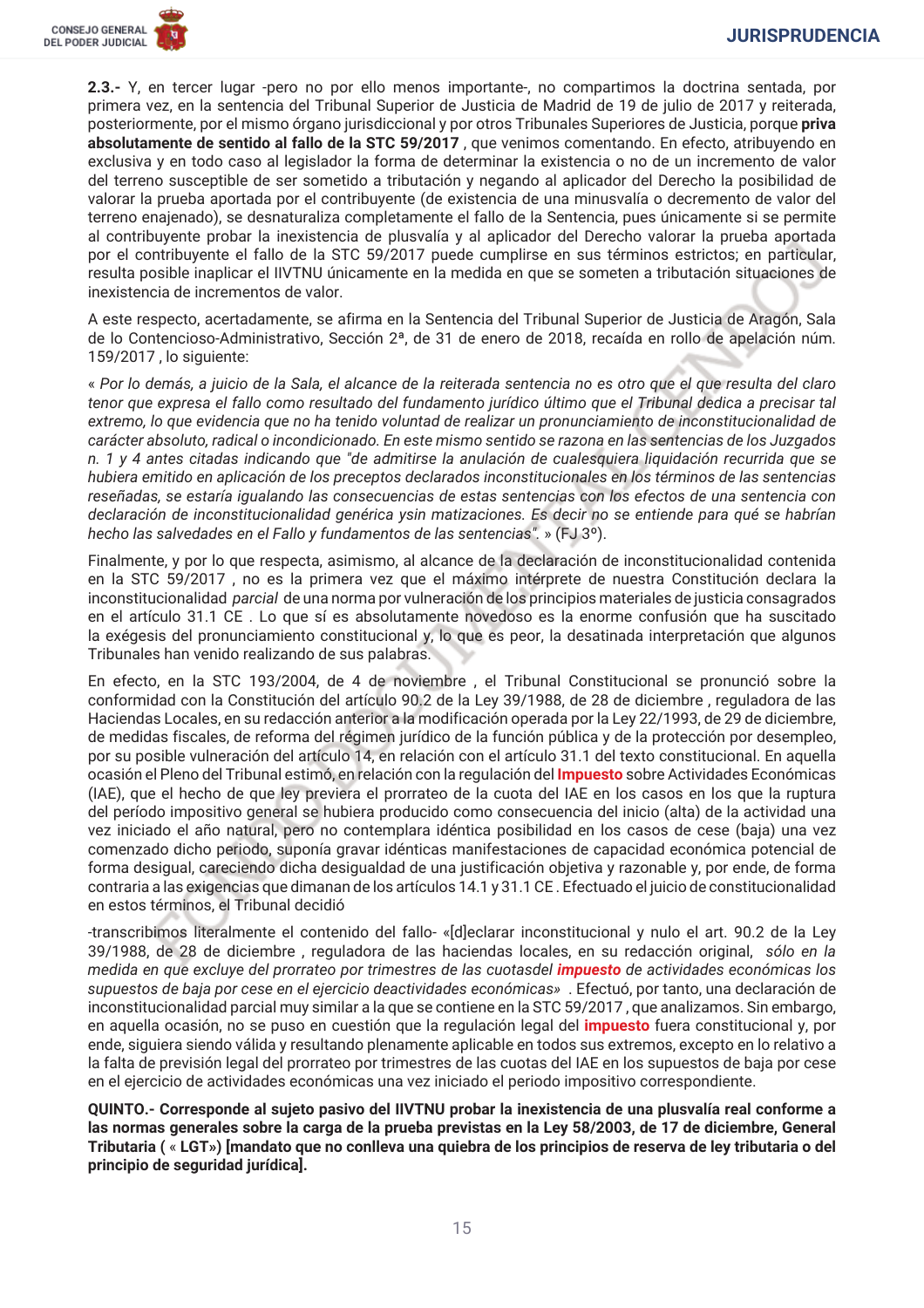**2.3.-** Y, en tercer lugar -pero no por ello menos importante-, no compartimos la doctrina sentada, por primera vez, en la sentencia del Tribunal Superior de Justicia de Madrid de 19 de julio de 2017 y reiterada, posteriormente, por el mismo órgano jurisdiccional y por otros Tribunales Superiores de Justicia, porque **priva absolutamente de sentido al fallo de la STC 59/2017** , que venimos comentando. En efecto, atribuyendo en exclusiva y en todo caso al legislador la forma de determinar la existencia o no de un incremento de valor del terreno susceptible de ser sometido a tributación y negando al aplicador del Derecho la posibilidad de valorar la prueba aportada por el contribuyente (de existencia de una minusvalía o decremento de valor del terreno enajenado), se desnaturaliza completamente el fallo de la Sentencia, pues únicamente si se permite al contribuyente probar la inexistencia de plusvalía y al aplicador del Derecho valorar la prueba aportada por el contribuyente el fallo de la STC 59/2017 puede cumplirse en sus términos estrictos; en particular, resulta posible inaplicar el IIVTNU únicamente en la medida en que se someten a tributación situaciones de inexistencia de incrementos de valor.

A este respecto, acertadamente, se afirma en la Sentencia del Tribunal Superior de Justicia de Aragón, Sala de lo Contencioso-Administrativo, Sección 2ª, de 31 de enero de 2018, recaída en rollo de apelación núm. 159/2017 , lo siguiente:

*« Por lo demás, a juicio de la Sala, el alcance de la reiterada sentencia no es otro que el que resulta del claro tenor que expresa el fallo como resultado del fundamento jurídico último que el Tribunal dedica a precisar tal extremo, lo que evidencia que no ha tenido voluntad de realizar un pronunciamiento de inconstitucionalidad de carácter absoluto, radical o incondicionado. En este mismo sentido se razona en las sentencias de los Juzgados n. 1 y 4 antes citadas indicando que "de admitirse la anulación de cualesquiera liquidación recurrida que se hubiera emitido en aplicación de los preceptos declarados inconstitucionales en los términos de las sentencias reseñadas, se estaría igualando las consecuencias de estas sentencias con los efectos de una sentencia con declaración de inconstitucionalidad genérica ysin matizaciones. Es decir no se entiende para qué se habrían hecho las salvedades en el Fallo y fundamentos de las sentencias".* » (FJ 3º).

Finalmente, y por lo que respecta, asimismo, al alcance de la declaración de inconstitucionalidad contenida en la STC 59/2017 , no es la primera vez que el máximo intérprete de nuestra Constitución declara la inconstitucionalidad *parcial* de una norma por vulneración de los principios materiales de justicia consagrados en el artículo 31.1 CE . Lo que sí es absolutamente novedoso es la enorme confusión que ha suscitado la exégesis del pronunciamiento constitucional y, lo que es peor, la desatinada interpretación que algunos Tribunales han venido realizando de sus palabras.

En efecto, en la STC 193/2004, de 4 de noviembre , el Tribunal Constitucional se pronunció sobre la conformidad con la Constitución del artículo 90.2 de la Ley 39/1988, de 28 de diciembre , reguladora de las Haciendas Locales, en su redacción anterior a la modificación operada por la Ley 22/1993, de 29 de diciembre, de medidas fiscales, de reforma del régimen jurídico de la función pública y de la protección por desempleo, por su posible vulneración del artículo 14, en relación con el artículo 31.1 del texto constitucional. En aquella ocasión el Pleno del Tribunal estimó, en relación con la regulación del Impuesto sobre Actividades Económicas (IAE), que el hecho de que ley previera el prorrateo de la cuota del IAE en los casos en los que la ruptura del período impositivo general se hubiera producido como consecuencia del inicio (alta) de la actividad una vez iniciado el año natural, pero no contemplara idéntica posibilidad en los casos de cese (baja) una vez comenzado dicho periodo, suponía gravar idénticas manifestaciones de capacidad económica potencial de forma desigual, careciendo dicha desigualdad de una justificación objetiva y razonable y, por ende, de forma contraria a las exigencias que dimanan de los artículos 14.1 y 31.1 CE . Efectuado el juicio de constitucionalidad en estos términos, el Tribunal decidió

-transcribimos literalmente el contenido del fallo- «[d]eclarar inconstitucional y nulo el art. 90.2 de la Ley 39/1988, de 28 de diciembre , reguladora de las haciendas locales, en su redacción original, *sólo en la medida en que excluye del prorrateo por trimestres de las cuotasdel impuesto de actividades económicas los supuestos de baja por cese en el ejercicio deactividades económicas»* . Efectuó, por tanto, una declaración de inconstitucionalidad parcial muy similar a la que se contiene en la STC 59/2017 , que analizamos. Sin embargo, en aquella ocasión, no se puso en cuestión que la regulación legal del impuesto fuera constitucional y, por ende, siguiera siendo válida y resultando plenamente aplicable en todos sus extremos, excepto en lo relativo a la falta de previsión legal del prorrateo por trimestres de las cuotas del IAE en los supuestos de baja por cese en el ejercicio de actividades económicas una vez iniciado el periodo impositivo correspondiente.

**QUINTO.- Corresponde al sujeto pasivo del IIVTNU probar la inexistencia de una plusvalía real conforme a las normas generales sobre la carga de la prueba previstas en la Ley 58/2003, de 17 de diciembre, General Tributaria ( « LGT») [mandato que no conlleva una quiebra de los principios de reserva de ley tributaria o del principio de seguridad jurídica].**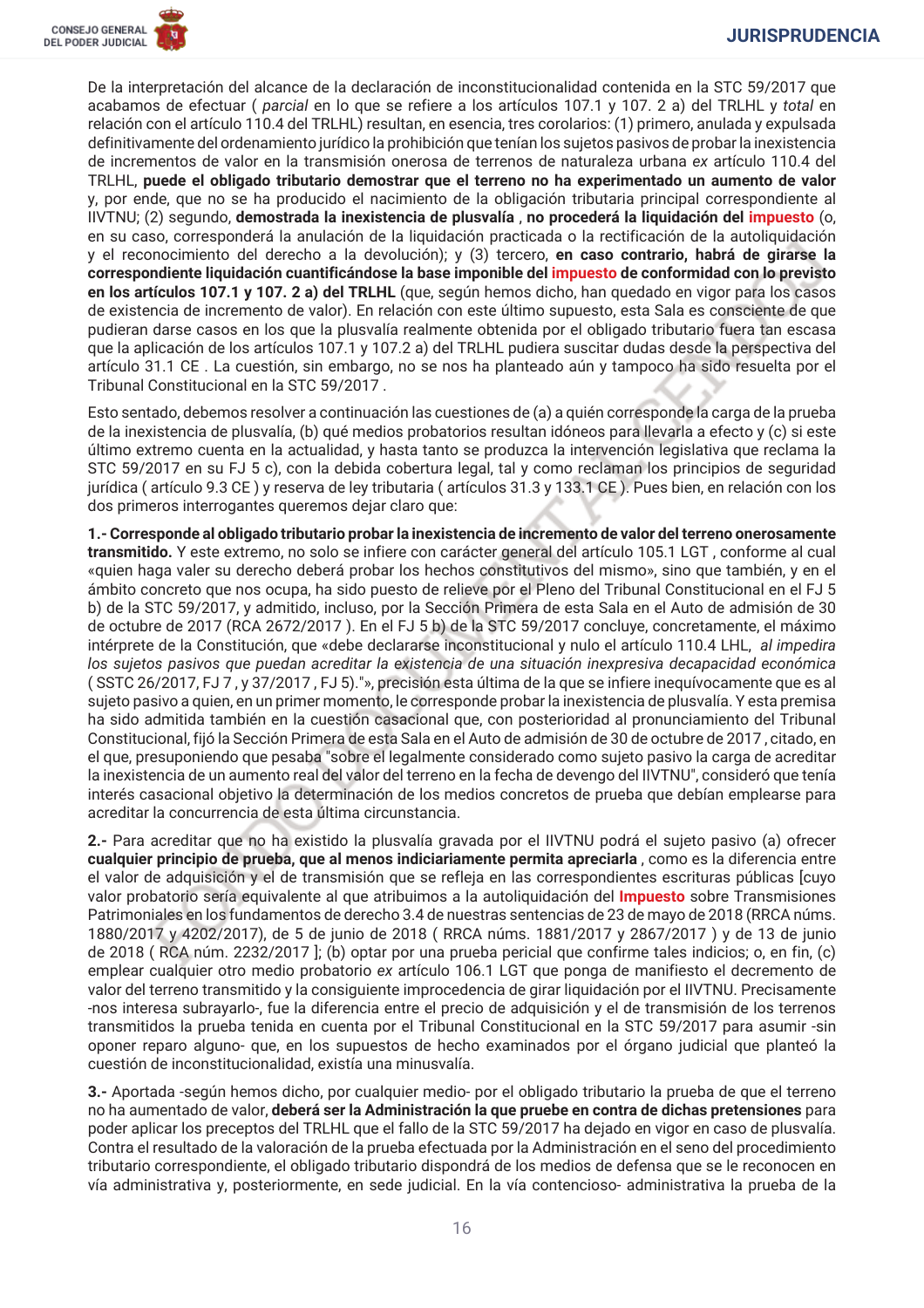De la interpretación del alcance de la declaración de inconstitucionalidad contenida en la STC 59/2017 que acabamos de efectuar ( *parcial* en lo que se refiere a los artículos 107.1 y 107. 2 a) del TRLHL y *total* en relación con el artículo 110.4 del TRLHL) resultan, en esencia, tres corolarios: (1) primero, anulada y expulsada definitivamente del ordenamiento jurídico la prohibición que tenían los sujetos pasivos de probar la inexistencia de incrementos de valor en la transmisión onerosa de terrenos de naturaleza urbana *ex* artículo 110.4 del TRLHL, **puede el obligado tributario demostrar que el terreno no ha experimentado un aumento de valor** y, por ende, que no se ha producido el nacimiento de la obligación tributaria principal correspondiente al IIVTNU; (2) segundo, **demostrada la inexistencia de plusvalía** , **no procederá la liquidación del impuesto** (o, en su caso, corresponderá la anulación de la liquidación practicada o la rectificación de la autoliquidación y el reconocimiento del derecho a la devolución); y (3) tercero, **en caso contrario, habrá de girarse la correspondiente liquidación cuantificándose la base imponible del impuesto de conformidad con lo previsto en los artículos 107.1 y 107. 2 a) del TRLHL** (que, según hemos dicho, han quedado en vigor para los casos de existencia de incremento de valor). En relación con este último supuesto, esta Sala es consciente de que pudieran darse casos en los que la plusvalía realmente obtenida por el obligado tributario fuera tan escasa que la aplicación de los artículos 107.1 y 107.2 a) del TRLHL pudiera suscitar dudas desde la perspectiva del artículo 31.1 CE . La cuestión, sin embargo, no se nos ha planteado aún y tampoco ha sido resuelta por el Tribunal Constitucional en la STC 59/2017 .

Esto sentado, debemos resolver a continuación las cuestiones de (a) a quién corresponde la carga de la prueba de la inexistencia de plusvalía, (b) qué medios probatorios resultan idóneos para llevarla a efecto y (c) si este último extremo cuenta en la actualidad, y hasta tanto se produzca la intervención legislativa que reclama la STC 59/2017 en su FJ 5 c), con la debida cobertura legal, tal y como reclaman los principios de seguridad jurídica ( artículo 9.3 CE ) y reserva de ley tributaria ( artículos 31.3 y 133.1 CE ). Pues bien, en relación con los dos primeros interrogantes queremos dejar claro que:

**1.- Corresponde al obligado tributario probar la inexistencia de incremento de valor del terreno onerosamente transmitido.** Y este extremo, no solo se infiere con carácter general del artículo 105.1 LGT , conforme al cual «quien haga valer su derecho deberá probar los hechos constitutivos del mismo», sino que también, y en el ámbito concreto que nos ocupa, ha sido puesto de relieve por el Pleno del Tribunal Constitucional en el FJ 5 b) de la STC 59/2017, y admitido, incluso, por la Sección Primera de esta Sala en el Auto de admisión de 30 de octubre de 2017 (RCA 2672/2017 ). En el FJ 5 b) de la STC 59/2017 concluye, concretamente, el máximo intérprete de la Constitución, que «debe declararse inconstitucional y nulo el artículo 110.4 LHL, *al impedir a los sujetos pasivos que puedan acreditar la existencia de una situación inexpresiva decapacidad económica* ( SSTC 26/2017, FJ 7 , y 37/2017 , FJ 5)."», precisión esta última de la que se infiere inequívocamente que es al sujeto pasivo a quien, en un primer momento, le corresponde probar la inexistencia de plusvalía. Y esta premisa ha sido admitida también en la cuestión casacional que, con posterioridad al pronunciamiento del Tribunal Constitucional, fijó la Sección Primera de esta Sala en el Auto de admisión de 30 de octubre de 2017 , citado, en el que, presuponiendo que pesaba "sobre el legalmente considerado como sujeto pasivo la carga de acreditar la inexistencia de un aumento real del valor del terreno en la fecha de devengo del IIVTNU", consideró que tenía interés casacional objetivo la determinación de los medios concretos de prueba que debían emplearse para acreditar la concurrencia de esta última circunstancia.

**2.-** Para acreditar que no ha existido la plusvalía gravada por el IIVTNU podrá el sujeto pasivo (a) ofrecer **cualquier principio de prueba, que al menos indiciariamente permita apreciarla** , como es la diferencia entre el valor de adquisición y el de transmisión que se refleje en las correspondientes escrituras públicas [cuyo valor probatorio sería equivalente al que atribuimos a la autoliquidación del **Impuesto** sobre Transmisiones Patrimoniales en los fundamentos de derecho 3.4 de nuestras sentencias de 23 de mayo de 2018 (RRCA núms. 1880/2017 y 4202/2017), de 5 de junio de 2018 ( RRCA núms. 1881/2017 y 2867/2017 ) y de 13 de junio de 2018 ( RCA núm. 2232/2017 ]; (b) optar por una prueba pericial que confirme tales indicios; o, en fin, (c) emplear cualquier otro medio probatorio *ex* artículo 106.1 LGT que ponga de manifiesto el decremento de valor del terreno transmitido y la consiguiente improcedencia de girar liquidación por el IIVTNU. Precisamente -nos interesa subrayarlo-, fue la diferencia entre el precio de adquisición y el de transmisión de los terrenos transmitidos la prueba tenida en cuenta por el Tribunal Constitucional en la STC 59/2017 para asumir -sin oponer reparo alguno- que, en los supuestos de hecho examinados por el órgano judicial que planteó la cuestión de inconstitucionalidad, existía una minusvalía.

**3.-** Aportada -según hemos dicho, por cualquier medio- por el obligado tributario la prueba de que el terreno no ha aumentado de valor, **deberá ser la Administración la que pruebe en contra de dichas pretensiones** para poder aplicar los preceptos del TRLHL que el fallo de la STC 59/2017 ha dejado en vigor en caso de plusvalía. Contra el resultado de la valoración de la prueba efectuada por la Administración en el seno del procedimiento tributario correspondiente, el obligado tributario dispondrá de los medios de defensa que se le reconocen en vía administrativa y, posteriormente, en sede judicial. En la vía contencioso- administrativa la prueba de la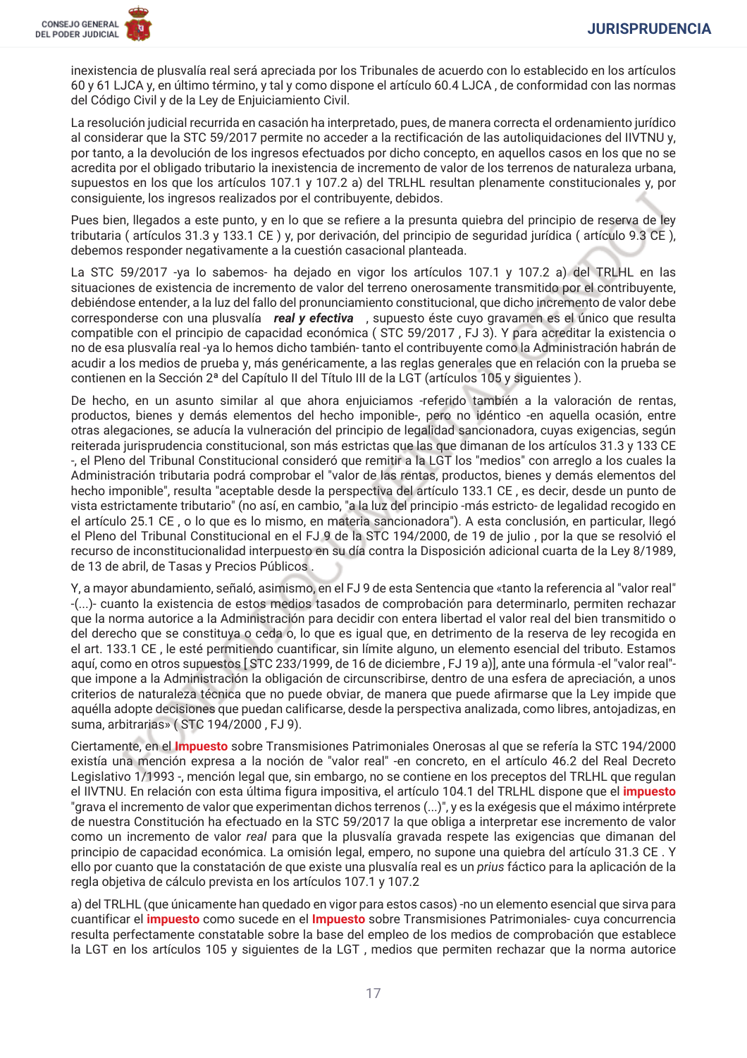inexistencia de plusvalía real será apreciada por los Tribunales de acuerdo con lo establecido en los artículos 60 y 61 LJCA y, en último término, y tal y como dispone el artículo 60.4 LJCA , de conformidad con las normas del Código Civil y de la Ley de Enjuiciamiento Civil.

La resolución judicial recurrida en casación ha interpretado, pues, de manera correcta el ordenamiento jurídico al considerar que la STC 59/2017 permite no acceder a la rectificación de las autoliquidaciones del IIVTNU y, por tanto, a la devolución de los ingresos efectuados por dicho concepto, en aquellos casos en los que no se acredita por el obligado tributario la inexistencia de incremento de valor de los terrenos de naturaleza urbana, supuestos en los que los artículos 107.1 y 107.2 a) del TRLHL resultan plenamente constitucionales y, por consiguiente, los ingresos realizados por el contribuyente, debidos.

Pues bien, llegados a este punto, y en lo que se refiere a la presunta quiebra del principio de reserva de ley tributaria ( artículos 31.3 y 133.1 CE ) y, por derivación, del principio de seguridad jurídica ( artículo 9.3 CE ), debemos responder negativamente a la cuestión casacional planteada.

La STC 59/2017 -ya lo sabemos- ha dejado en vigor los artículos 107.1 y 107.2 a) del TRLHL en las situaciones de existencia de incremento de valor del terreno onerosamente transmitido por el contribuyente, debiéndose entender, a la luz del fallo del pronunciamiento constitucional, que dicho incremento de valor debe corresponderse con una plusvalía ***real y efectiva*** , supuesto éste cuyo gravamen es el único que resulta compatible con el principio de capacidad económica ( STC 59/2017 , FJ 3). Y para acreditar la existencia o no de esa plusvalía real -ya lo hemos dicho también- tanto el contribuyente como la Administración habrán de acudir a los medios de prueba y, más genéricamente, a las reglas generales que en relación con la prueba se contienen en la Sección 2ª del Capítulo II del Título III de la LGT (artículos 105 y siguientes ).

De hecho, en un asunto similar al que ahora enjuiciamos -referido también a la valoración de rentas, productos, bienes y demás elementos del hecho imponible-, pero no idéntico -en aquella ocasión, entre otras alegaciones, se aducía la vulneración del principio de legalidad sancionadora, cuyas exigencias, según reiterada jurisprudencia constitucional, son más estrictas que las que dimanan de los artículos 31.3 y 133 CE -, el Pleno del Tribunal Constitucional consideró que remitir a la LGT los "medios" con arreglo a los cuales la Administración tributaria podrá comprobar el "valor de las rentas, productos, bienes y demás elementos del hecho imponible", resulta "aceptable desde la perspectiva del artículo 133.1 CE , es decir, desde un punto de vista estrictamente tributario" (no así, en cambio, "a la luz del principio -más estricto- de legalidad recogido en el artículo 25.1 CE , o lo que es lo mismo, en materia sancionadora"). A esta conclusión, en particular, llegó el Pleno del Tribunal Constitucional en el FJ 9 de la STC 194/2000, de 19 de julio , por la que se resolvió el recurso de inconstitucionalidad interpuesto en su día contra la Disposición adicional cuarta de la Ley 8/1989, de 13 de abril, de Tasas y Precios Públicos .

Y, a mayor abundamiento, señaló, asimismo, en el FJ 9 de esta Sentencia que «tanto la referencia al "valor real" -(...)- cuanto la existencia de estos medios tasados de comprobación para determinarlo, permiten rechazar que la norma autorice a la Administración para decidir con entera libertad el valor real del bien transmitido o del derecho que se constituya o ceda o, lo que es igual que, en detrimento de la reserva de ley recogida en el art. 133.1 CE , le esté permitiendo cuantificar, sin límite alguno, un elemento esencial del tributo. Estamos aquí, como en otros supuestos [ STC 233/1999, de 16 de diciembre , FJ 19 a)], ante una fórmula -el "valor real"- que impone a la Administración la obligación de circunscribirse, dentro de una esfera de apreciación, a unos criterios de naturaleza técnica que no puede obviar, de manera que puede afirmarse que la Ley impide que aquélla adopte decisiones que puedan calificarse, desde la perspectiva analizada, como libres, antojadizas, en suma, arbitrarias» ( STC 194/2000 , FJ 9).

Ciertamente, en el Impuesto sobre Transmisiones Patrimoniales Onerosas al que se refería la STC 194/2000 existía una mención expresa a la noción de "valor real" -en concreto, en el artículo 46.2 del Real Decreto Legislativo 1/1993 -, mención legal que, sin embargo, no se contiene en los preceptos del TRLHL que regulan el IIVTNU. En relación con esta última figura impositiva, el artículo 104.1 del TRLHL dispone que el impuesto "grava el incremento de valor que experimentan dichos terrenos (...)", y es la exégesis que el máximo intérprete de nuestra Constitución ha efectuado en la STC 59/2017 la que obliga a interpretar ese incremento de valor como un incremento de valor *real* para que la plusvalía gravada respete las exigencias que dimanan del principio de capacidad económica. La omisión legal, empero, no supone una quiebra del artículo 31.3 CE . Y ello por cuanto que la constatación de que existe una plusvalía real es un *prius* fáctico para la aplicación de la regla objetiva de cálculo prevista en los artículos 107.1 y 107.2

a) del TRLHL (que únicamente han quedado en vigor para estos casos) -no un elemento esencial que sirva para cuantificar el impuesto como sucede en el Impuesto sobre Transmisiones Patrimoniales- cuya concurrencia resulta perfectamente constatable sobre la base del empleo de los medios de comprobación que establece la LGT en los artículos 105 y siguientes de la LGT , medios que permiten rechazar que la norma autorice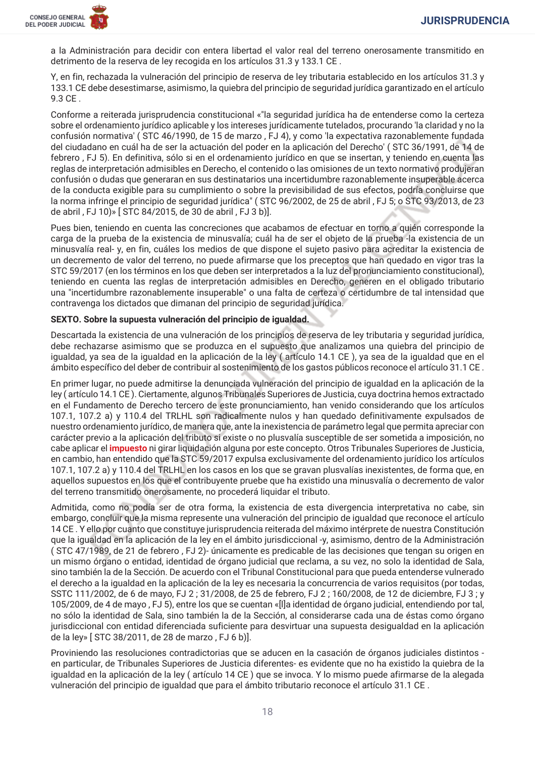a la Administración para decidir con entera libertad el valor real del terreno onerosamente transmitido en detrimento de la reserva de ley recogida en los artículos 31.3 y 133.1 CE .

Y, en fin, rechazada la vulneración del principio de reserva de ley tributaria establecido en los artículos 31.3 y 133.1 CE debe desestimarse, asimismo, la quiebra del principio de seguridad jurídica garantizado en el artículo 9.3 CE .

Conforme a reiterada jurisprudencia constitucional «"la seguridad jurídica ha de entenderse como la certeza sobre el ordenamiento jurídico aplicable y los intereses jurídicamente tutelados, procurando 'la claridad y no la confusión normativa' ( STC 46/1990, de 15 de marzo , FJ 4), y como 'la expectativa razonablemente fundada del ciudadano en cuál ha de ser la actuación del poder en la aplicación del Derecho' ( STC 36/1991, de 14 de febrero , FJ 5). En definitiva, sólo si en el ordenamiento jurídico en que se insertan, y teniendo en cuenta las reglas de interpretación admisibles en Derecho, el contenido o las omisiones de un texto normativo produjeran confusión o dudas que generaran en sus destinatarios una incertidumbre razonablemente insuperable acerca de la conducta exigible para su cumplimiento o sobre la previsibilidad de sus efectos, podría concluirse que la norma infringe el principio de seguridad jurídica" ( STC 96/2002, de 25 de abril , FJ 5; o STC 93/2013, de 23 de abril , FJ 10)» [ STC 84/2015, de 30 de abril , FJ 3 b)].

Pues bien, teniendo en cuenta las concreciones que acabamos de efectuar en torno a quién corresponde la carga de la prueba de la existencia de minusvalía; cuál ha de ser el objeto de la prueba -la existencia de un minusvalía real- y, en fin, cuáles los medios de que dispone el sujeto pasivo para acreditar la existencia de un decremento de valor del terreno, no puede afirmarse que los preceptos que han quedado en vigor tras la STC 59/2017 (en los términos en los que deben ser interpretados a la luz del pronunciamiento constitucional), teniendo en cuenta las reglas de interpretación admisibles en Derecho, generen en el obligado tributario una "incertidumbre razonablemente insuperable" o una falta de certeza o certidumbre de tal intensidad que contravenga los dictados que dimanan del principio de seguridad jurídica.

**SEXTO. Sobre la supuesta vulneración del principio de igualdad.**

Descartada la existencia de una vulneración de los principios de reserva de ley tributaria y seguridad jurídica, debe rechazarse asimismo que se produzca en el supuesto que analizamos una quiebra del principio de igualdad, ya sea de la igualdad en la aplicación de la ley ( artículo 14.1 CE ), ya sea de la igualdad que en el ámbito específico del deber de contribuir al sostenimiento de los gastos públicos reconoce el artículo 31.1 CE .

En primer lugar, no puede admitirse la denunciada vulneración del principio de igualdad en la aplicación de la ley ( artículo 14.1 CE ). Ciertamente, algunos Tribunales Superiores de Justicia, cuya doctrina hemos extractado en el Fundamento de Derecho tercero de este pronunciamiento, han venido considerando que los artículos 107.1, 107.2 a) y 110.4 del TRLHL son radicalmente nulos y han quedado definitivamente expulsados de nuestro ordenamiento jurídico, de manera que, ante la inexistencia de parámetro legal que permita apreciar con carácter previo a la aplicación del tributo si existe o no plusvalía susceptible de ser sometida a imposición, no cabe aplicar el impuesto ni girar liquidación alguna por este concepto. Otros Tribunales Superiores de Justicia, en cambio, han entendido que la STC 59/2017 expulsa exclusivamente del ordenamiento jurídico los artículos 107.1, 107.2 a) y 110.4 del TRLHL en los casos en los que se gravan plusvalías inexistentes, de forma que, en aquellos supuestos en los que el contribuyente pruebe que ha existido una minusvalía o decremento de valor del terreno transmitido onerosamente, no procederá liquidar el tributo.

Admitida, como no podía ser de otra forma, la existencia de esta divergencia interpretativa no cabe, sin embargo, concluir que la misma represente una vulneración del principio de igualdad que reconoce el artículo 14 CE . Y ello por cuanto que constituye jurisprudencia reiterada del máximo intérprete de nuestra Constitución que la igualdad en la aplicación de la ley en el ámbito jurisdiccional -y, asimismo, dentro de la Administración ( STC 47/1989, de 21 de febrero , FJ 2)- únicamente es predicable de las decisiones que tengan su origen en un mismo órgano o entidad, identidad de órgano judicial que reclama, a su vez, no solo la identidad de Sala, sino también la de la Sección. De acuerdo con el Tribunal Constitucional para que pueda entenderse vulnerado el derecho a la igualdad en la aplicación de la ley es necesaria la concurrencia de varios requisitos (por todas, SSTC 111/2002, de 6 de mayo, FJ 2 ; 31/2008, de 25 de febrero, FJ 2 ; 160/2008, de 12 de diciembre, FJ 3 ; y 105/2009, de 4 de mayo , FJ 5), entre los que se cuentan «[l]a identidad de órgano judicial, entendiendo por tal, no sólo la identidad de Sala, sino también la de la Sección, al considerarse cada una de éstas como órgano jurisdiccional con entidad diferenciada suficiente para desvirtuar una supuesta desigualdad en la aplicación de la ley» [ STC 38/2011, de 28 de marzo , FJ 6 b)].

Proviniendo las resoluciones contradictorias que se aducen en la casación de órganos judiciales distintos -en particular, de Tribunales Superiores de Justicia diferentes- es evidente que no ha existido la quiebra de la igualdad en la aplicación de la ley ( artículo 14 CE ) que se invoca. Y lo mismo puede afirmarse de la alegada vulneración del principio de igualdad que para el ámbito tributario reconoce el artículo 31.1 CE .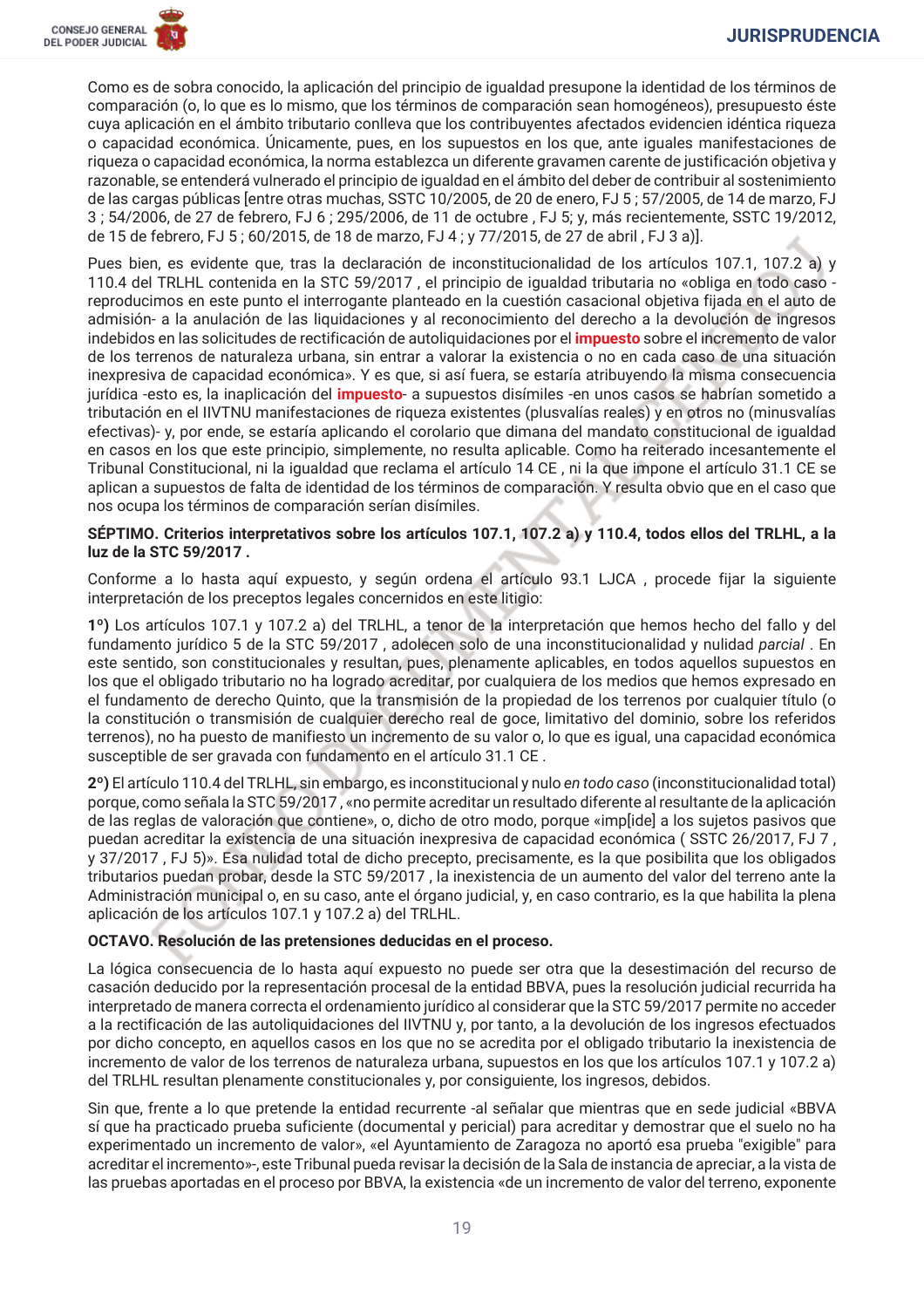Como es de sobra conocido, la aplicación del principio de igualdad presupone la identidad de los términos de comparación (o, lo que es lo mismo, que los términos de comparación sean homogéneos), presupuesto éste cuya aplicación en el ámbito tributario conlleva que los contribuyentes afectados evidencien idéntica riqueza o capacidad económica. Únicamente, pues, en los supuestos en los que, ante iguales manifestaciones de riqueza o capacidad económica, la norma establezca un diferente gravamen carente de justificación objetiva y razonable, se entenderá vulnerado el principio de igualdad en el ámbito del deber de contribuir al sostenimiento de las cargas públicas [entre otras muchas, SSTC 10/2005, de 20 de enero, FJ 5 ; 57/2005, de 14 de marzo, FJ 3 ; 54/2006, de 27 de febrero, FJ 6 ; 295/2006, de 11 de octubre , FJ 5; y, más recientemente, SSTC 19/2012, de 15 de febrero, FJ 5 ; 60/2015, de 18 de marzo, FJ 4 ; y 77/2015, de 27 de abril , FJ 3 a)].

Pues bien, es evidente que, tras la declaración de inconstitucionalidad de los artículos 107.1, 107.2 a) y 110.4 del TRLHL contenida en la STC 59/2017 , el principio de igualdad tributaria no «obliga en todo caso -reproducimos en este punto el interrogante planteado en la cuestión casacional objetiva fijada en el auto de admisión- a la anulación de las liquidaciones y al reconocimiento del derecho a la devolución de ingresos indebidos en las solicitudes de rectificación de autoliquidaciones por el impuesto sobre el incremento de valor de los terrenos de naturaleza urbana, sin entrar a valorar la existencia o no en cada caso de una situación inexpresiva de capacidad económica». Y es que, si así fuera, se estaría atribuyendo la misma consecuencia jurídica -esto es, la inaplicación del impuesto- a supuestos disímiles -en unos casos se habrían sometido a tributación en el IIVTNU manifestaciones de riqueza existentes (plusvalías reales) y en otros no (minusvalías efectivas)- y, por ende, se estaría aplicando el corolario que dimana del mandato constitucional de igualdad en casos en los que este principio, simplemente, no resulta aplicable. Como ha reiterado incesantemente el Tribunal Constitucional, ni la igualdad que reclama el artículo 14 CE , ni la que impone el artículo 31.1 CE se aplican a supuestos de falta de identidad de los términos de comparación. Y resulta obvio que en el caso que nos ocupa los términos de comparación serían disímiles.

**SÉPTIMO. Criterios interpretativos sobre los artículos 107.1, 107.2 a) y 110.4, todos ellos del TRLHL, a la luz de la STC 59/2017 .**

Conforme a lo hasta aquí expuesto, y según ordena el artículo 93.1 LJCA , procede fijar la siguiente interpretación de los preceptos legales concernidos en este litigio:

**1º)** Los artículos 107.1 y 107.2 a) del TRLHL, a tenor de la interpretación que hemos hecho del fallo y del fundamento jurídico 5 de la STC 59/2017 , adolecen solo de una inconstitucionalidad y nulidad *parcial* . En este sentido, son constitucionales y resultan, pues, plenamente aplicables, en todos aquellos supuestos en los que el obligado tributario no ha logrado acreditar, por cualquiera de los medios que hemos expresado en el fundamento de derecho Quinto, que la transmisión de la propiedad de los terrenos por cualquier título (o la constitución o transmisión de cualquier derecho real de goce, limitativo del dominio, sobre los referidos terrenos), no ha puesto de manifiesto un incremento de su valor o, lo que es igual, una capacidad económica susceptible de ser gravada con fundamento en el artículo 31.1 CE .

**2º)** El artículo 110.4 del TRLHL, sin embargo, es inconstitucional y nulo *en todo caso* (inconstitucionalidad total) porque, como señala la STC 59/2017 , «no permite acreditar un resultado diferente al resultante de la aplicación de las reglas de valoración que contiene», o, dicho de otro modo, porque «imp[ide] a los sujetos pasivos que puedan acreditar la existencia de una situación inexpresiva de capacidad económica ( SSTC 26/2017, FJ 7 , y 37/2017 , FJ 5)». Esa nulidad total de dicho precepto, precisamente, es la que posibilita que los obligados tributarios puedan probar, desde la STC 59/2017 , la inexistencia de un aumento del valor del terreno ante la Administración municipal o, en su caso, ante el órgano judicial, y, en caso contrario, es la que habilita la plena aplicación de los artículos 107.1 y 107.2 a) del TRLHL.

**OCTAVO. Resolución de las pretensiones deducidas en el proceso.**

La lógica consecuencia de lo hasta aquí expuesto no puede ser otra que la desestimación del recurso de casación deducido por la representación procesal de la entidad BBVA, pues la resolución judicial recurrida ha interpretado de manera correcta el ordenamiento jurídico al considerar que la STC 59/2017 permite no acceder a la rectificación de las autoliquidaciones del IIVTNU y, por tanto, a la devolución de los ingresos efectuados por dicho concepto, en aquellos casos en los que no se acredita por el obligado tributario la inexistencia de incremento de valor de los terrenos de naturaleza urbana, supuestos en los que los artículos 107.1 y 107.2 a) del TRLHL resultan plenamente constitucionales y, por consiguiente, los ingresos, debidos.

Sin que, frente a lo que pretende la entidad recurrente -al señalar que mientras que en sede judicial «BBVA sí que ha practicado prueba suficiente (documental y pericial) para acreditar y demostrar que el suelo no ha experimentado un incremento de valor», «el Ayuntamiento de Zaragoza no aportó esa prueba "exigible" para acreditar el incremento»-, este Tribunal pueda revisar la decisión de la Sala de instancia de apreciar, a la vista de las pruebas aportadas en el proceso por BBVA, la existencia «de un incremento de valor del terreno, exponente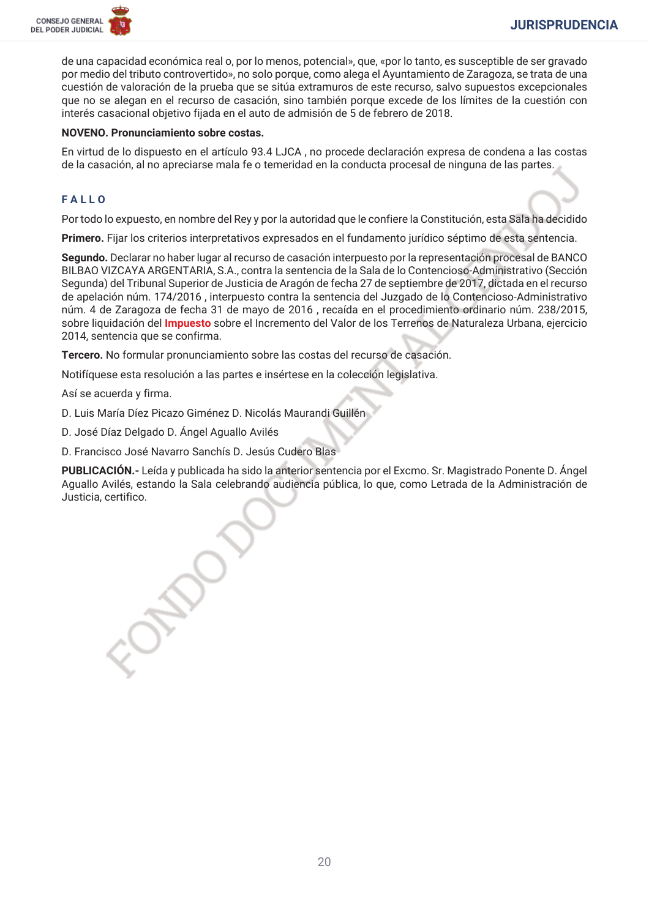de una capacidad económica real o, por lo menos, potencial», que, «por lo tanto, es susceptible de ser gravado por medio del tributo controvertido», no solo porque, como alega el Ayuntamiento de Zaragoza, se trata de una cuestión de valoración de la prueba que se sitúa extramuros de este recurso, salvo supuestos excepcionales que no se alegan en el recurso de casación, sino también porque excede de los límites de la cuestión con interés casacional objetivo fijada en el auto de admisión de 5 de febrero de 2018.

**NOVENO. Pronunciamiento sobre costas.**

En virtud de lo dispuesto en el artículo 93.4 LJCA , no procede declaración expresa de condena a las costas de la casación, al no apreciarse mala fe o temeridad en la conducta procesal de ninguna de las partes.

## FALLO

Por todo lo expuesto, en nombre del Rey y por la autoridad que le confiere la Constitución, esta Sala ha decidido

**Primero.** Fijar los criterios interpretativos expresados en el fundamento jurídico séptimo de esta sentencia.

**Segundo.** Declarar no haber lugar al recurso de casación interpuesto por la representación procesal de BANCO BILBAO VIZCAYA ARGENTARIA, S.A., contra la sentencia de la Sala de lo Contencioso-Administrativo (Sección Segunda) del Tribunal Superior de Justicia de Aragón de fecha 27 de septiembre de 2017, dictada en el recurso de apelación núm. 174/2016 , interpuesto contra la sentencia del Juzgado de lo Contencioso-Administrativo núm. 4 de Zaragoza de fecha 31 de mayo de 2016 , recaída en el procedimiento ordinario núm. 238/2015, sobre liquidación del **Impuesto** sobre el Incremento del Valor de los Terrenos de Naturaleza Urbana, ejercicio 2014, sentencia que se confirma.

**Tercero.** No formular pronunciamiento sobre las costas del recurso de casación.

Notifíquese esta resolución a las partes e insértese en la colección legislativa.

Así se acuerda y firma.

D. Luis María Díez Picazo Giménez D. Nicolás Maurandi Guillén

D. José Díaz Delgado D. Ángel Aguallo Avilés

D. Francisco José Navarro Sanchís D. Jesús Cudero Blas

**PUBLICACIÓN.-** Leída y publicada ha sido la anterior sentencia por el Excmo. Sr. Magistrado Ponente D. Ángel Aguallo Avilés, estando la Sala celebrando audiencia pública, lo que, como Letrada de la Administración de Justicia, certifico.